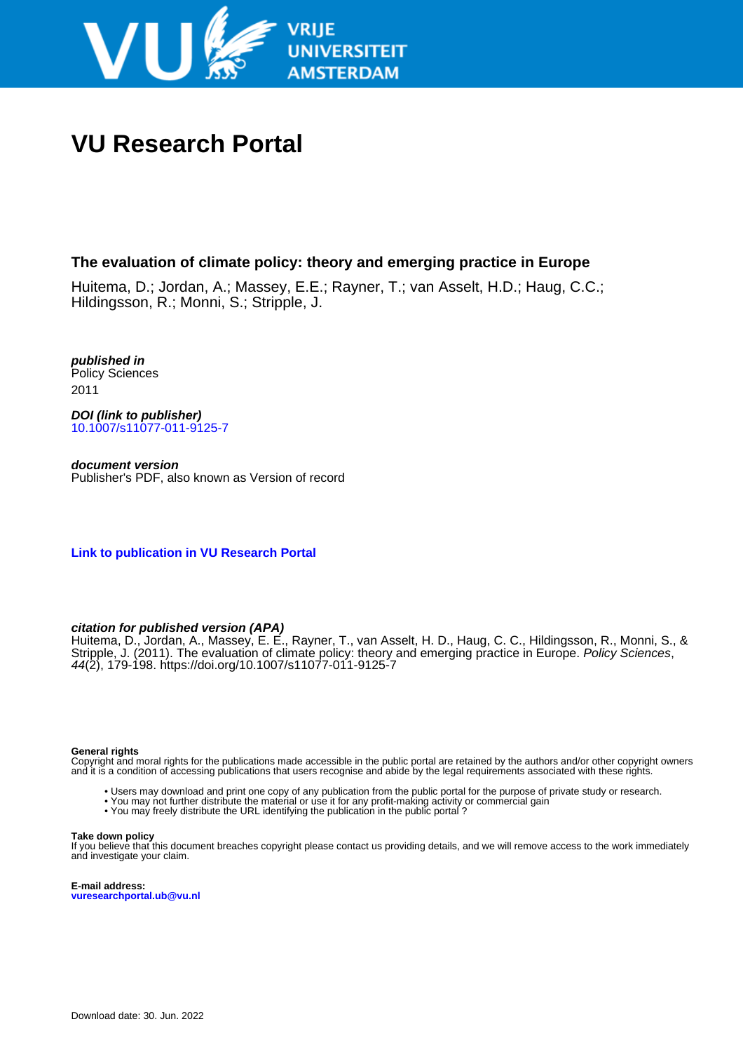# VU Research Portal

## The evaluation of climate policy: theory and emerging practice in Europe

Huitema, D.; Jordan, A.; Massey, E.E.; Rayner, T.; van Asselt, H.D.; Haug, C.C.; Hildingsson, R.; Monni, S.; Stripple, J.

***published in***
Policy Sciences
2011

***DOI (link to publisher)***
10.1007/s11077-011-9125-7

***document version***
Publisher's PDF, also known as Version of record

**Link to publication in VU Research Portal**

***citation for published version (APA)***
Huitema, D., Jordan, A., Massey, E. E., Rayner, T., van Asselt, H. D., Haug, C. C., Hildingsson, R., Monni, S., & Stripple, J. (2011). The evaluation of climate policy: theory and emerging practice in Europe. *Policy Sciences*, *44*(2), 179-198. https://doi.org/10.1007/s11077-011-9125-7

**General rights**
Copyright and moral rights for the publications made accessible in the public portal are retained by the authors and/or other copyright owners and it is a condition of accessing publications that users recognise and abide by the legal requirements associated with these rights.

- Users may download and print one copy of any publication from the public portal for the purpose of private study or research.
- You may not further distribute the material or use it for any profit-making activity or commercial gain
- You may freely distribute the URL identifying the publication in the public portal ?

**Take down policy**
If you believe that this document breaches copyright please contact us providing details, and we will remove access to the work immediately and investigate your claim.

**E-mail address:**
**vuresearchportal.ub@vu.nl**

Download date: 30. Jun. 2022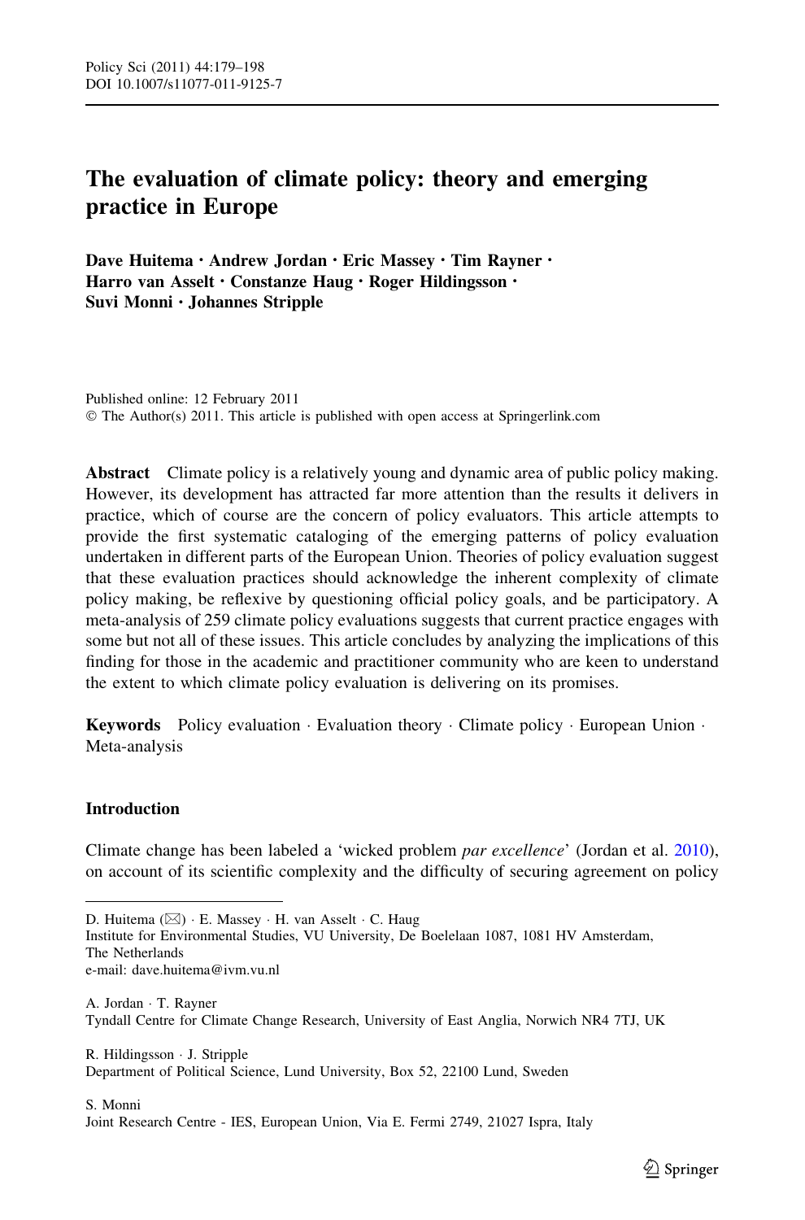# The evaluation of climate policy: theory and emerging practice in Europe

**Dave Huitema · Andrew Jordan · Eric Massey · Tim Rayner · Harro van Asselt · Constanze Haug · Roger Hildingsson · Suvi Monni · Johannes Stripple**

Published online: 12 February 2011
© The Author(s) 2011. This article is published with open access at Springerlink.com

**Abstract** Climate policy is a relatively young and dynamic area of public policy making. However, its development has attracted far more attention than the results it delivers in practice, which of course are the concern of policy evaluators. This article attempts to provide the first systematic cataloging of the emerging patterns of policy evaluation undertaken in different parts of the European Union. Theories of policy evaluation suggest that these evaluation practices should acknowledge the inherent complexity of climate policy making, be reflexive by questioning official policy goals, and be participatory. A meta-analysis of 259 climate policy evaluations suggests that current practice engages with some but not all of these issues. This article concludes by analyzing the implications of this finding for those in the academic and practitioner community who are keen to understand the extent to which climate policy evaluation is delivering on its promises.

**Keywords** Policy evaluation · Evaluation theory · Climate policy · European Union · Meta-analysis

## Introduction

Climate change has been labeled a 'wicked problem *par excellence*' (Jordan et al. 2010), on account of its scientific complexity and the difficulty of securing agreement on policy

---

D. Huitema (✉) · E. Massey · H. van Asselt · C. Haug
Institute for Environmental Studies, VU University, De Boelelaan 1087, 1081 HV Amsterdam, The Netherlands
e-mail: dave.huitema@ivm.vu.nl

A. Jordan · T. Rayner
Tyndall Centre for Climate Change Research, University of East Anglia, Norwich NR4 7TJ, UK

R. Hildingsson · J. Stripple
Department of Political Science, Lund University, Box 52, 22100 Lund, Sweden

S. Monni
Joint Research Centre - IES, European Union, Via E. Fermi 2749, 21027 Ispra, Italy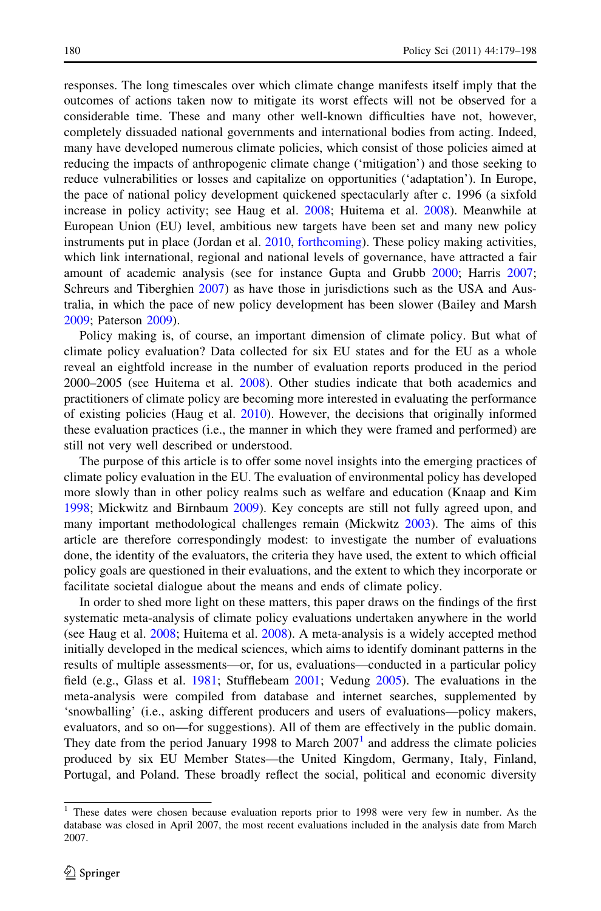responses. The long timescales over which climate change manifests itself imply that the outcomes of actions taken now to mitigate its worst effects will not be observed for a considerable time. These and many other well-known difficulties have not, however, completely dissuaded national governments and international bodies from acting. Indeed, many have developed numerous climate policies, which consist of those policies aimed at reducing the impacts of anthropogenic climate change ('mitigation') and those seeking to reduce vulnerabilities or losses and capitalize on opportunities ('adaptation'). In Europe, the pace of national policy development quickened spectacularly after c. 1996 (a sixfold increase in policy activity; see Haug et al. 2008; Huitema et al. 2008). Meanwhile at European Union (EU) level, ambitious new targets have been set and many new policy instruments put in place (Jordan et al. 2010, forthcoming). These policy making activities, which link international, regional and national levels of governance, have attracted a fair amount of academic analysis (see for instance Gupta and Grubb 2000; Harris 2007; Schreurs and Tiberghien 2007) as have those in jurisdictions such as the USA and Australia, in which the pace of new policy development has been slower (Bailey and Marsh 2009; Paterson 2009).

Policy making is, of course, an important dimension of climate policy. But what of climate policy evaluation? Data collected for six EU states and for the EU as a whole reveal an eightfold increase in the number of evaluation reports produced in the period 2000–2005 (see Huitema et al. 2008). Other studies indicate that both academics and practitioners of climate policy are becoming more interested in evaluating the performance of existing policies (Haug et al. 2010). However, the decisions that originally informed these evaluation practices (i.e., the manner in which they were framed and performed) are still not very well described or understood.

The purpose of this article is to offer some novel insights into the emerging practices of climate policy evaluation in the EU. The evaluation of environmental policy has developed more slowly than in other policy realms such as welfare and education (Knaap and Kim 1998; Mickwitz and Birnbaum 2009). Key concepts are still not fully agreed upon, and many important methodological challenges remain (Mickwitz 2003). The aims of this article are therefore correspondingly modest: to investigate the number of evaluations done, the identity of the evaluators, the criteria they have used, the extent to which official policy goals are questioned in their evaluations, and the extent to which they incorporate or facilitate societal dialogue about the means and ends of climate policy.

In order to shed more light on these matters, this paper draws on the findings of the first systematic meta-analysis of climate policy evaluations undertaken anywhere in the world (see Haug et al. 2008; Huitema et al. 2008). A meta-analysis is a widely accepted method initially developed in the medical sciences, which aims to identify dominant patterns in the results of multiple assessments—or, for us, evaluations—conducted in a particular policy field (e.g., Glass et al. 1981; Stufflebeam 2001; Vedung 2005). The evaluations in the meta-analysis were compiled from database and internet searches, supplemented by 'snowballing' (i.e., asking different producers and users of evaluations—policy makers, evaluators, and so on—for suggestions). All of them are effectively in the public domain. They date from the period January 1998 to March 2007[1] and address the climate policies produced by six EU Member States—the United Kingdom, Germany, Italy, Finland, Portugal, and Poland. These broadly reflect the social, political and economic diversity

[1] These dates were chosen because evaluation reports prior to 1998 were very few in number. As the database was closed in April 2007, the most recent evaluations included in the analysis date from March 2007.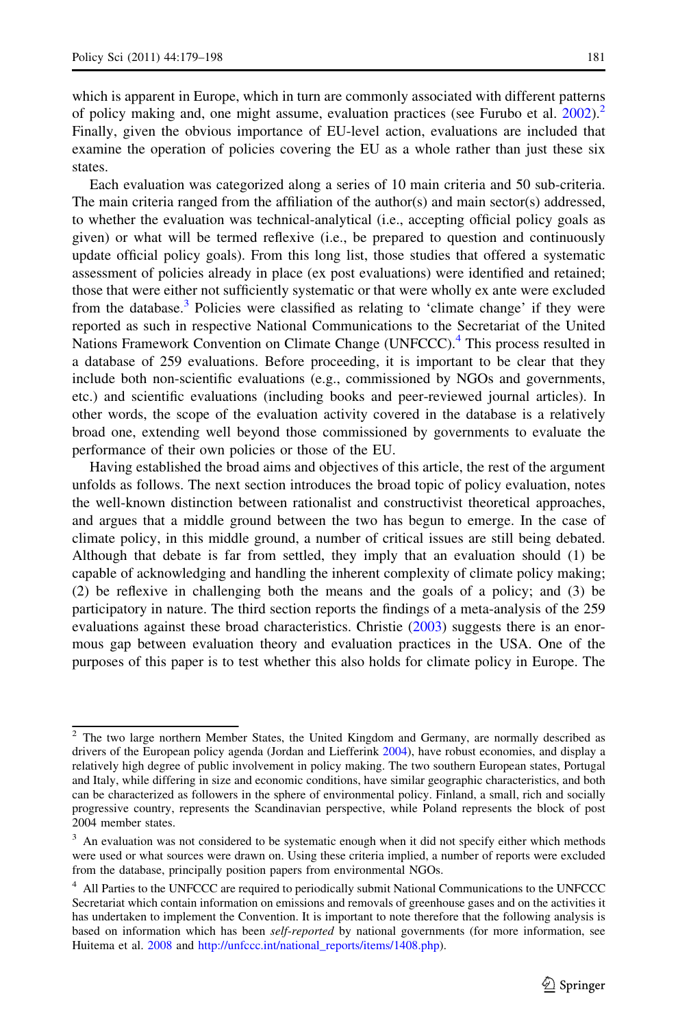which is apparent in Europe, which in turn are commonly associated with different patterns of policy making and, one might assume, evaluation practices (see Furubo et al. 2002).[2] Finally, given the obvious importance of EU-level action, evaluations are included that examine the operation of policies covering the EU as a whole rather than just these six states.

Each evaluation was categorized along a series of 10 main criteria and 50 sub-criteria. The main criteria ranged from the affiliation of the author(s) and main sector(s) addressed, to whether the evaluation was technical-analytical (i.e., accepting official policy goals as given) or what will be termed reflexive (i.e., be prepared to question and continuously update official policy goals). From this long list, those studies that offered a systematic assessment of policies already in place (ex post evaluations) were identified and retained; those that were either not sufficiently systematic or that were wholly ex ante were excluded from the database.[3] Policies were classified as relating to 'climate change' if they were reported as such in respective National Communications to the Secretariat of the United Nations Framework Convention on Climate Change (UNFCCC).[4] This process resulted in a database of 259 evaluations. Before proceeding, it is important to be clear that they include both non-scientific evaluations (e.g., commissioned by NGOs and governments, etc.) and scientific evaluations (including books and peer-reviewed journal articles). In other words, the scope of the evaluation activity covered in the database is a relatively broad one, extending well beyond those commissioned by governments to evaluate the performance of their own policies or those of the EU.

Having established the broad aims and objectives of this article, the rest of the argument unfolds as follows. The next section introduces the broad topic of policy evaluation, notes the well-known distinction between rationalist and constructivist theoretical approaches, and argues that a middle ground between the two has begun to emerge. In the case of climate policy, in this middle ground, a number of critical issues are still being debated. Although that debate is far from settled, they imply that an evaluation should (1) be capable of acknowledging and handling the inherent complexity of climate policy making; (2) be reflexive in challenging both the means and the goals of a policy; and (3) be participatory in nature. The third section reports the findings of a meta-analysis of the 259 evaluations against these broad characteristics. Christie (2003) suggests there is an enormous gap between evaluation theory and evaluation practices in the USA. One of the purposes of this paper is to test whether this also holds for climate policy in Europe. The

---

[2] The two large northern Member States, the United Kingdom and Germany, are normally described as drivers of the European policy agenda (Jordan and Liefferink 2004), have robust economies, and display a relatively high degree of public involvement in policy making. The two southern European states, Portugal and Italy, while differing in size and economic conditions, have similar geographic characteristics, and both can be characterized as followers in the sphere of environmental policy. Finland, a small, rich and socially progressive country, represents the Scandinavian perspective, while Poland represents the block of post 2004 member states.

[3] An evaluation was not considered to be systematic enough when it did not specify either which methods were used or what sources were drawn on. Using these criteria implied, a number of reports were excluded from the database, principally position papers from environmental NGOs.

[4] All Parties to the UNFCCC are required to periodically submit National Communications to the UNFCCC Secretariat which contain information on emissions and removals of greenhouse gases and on the activities it has undertaken to implement the Convention. It is important to note therefore that the following analysis is based on information which has been *self-reported* by national governments (for more information, see Huitema et al. 2008 and http://unfccc.int/national_reports/items/1408.php).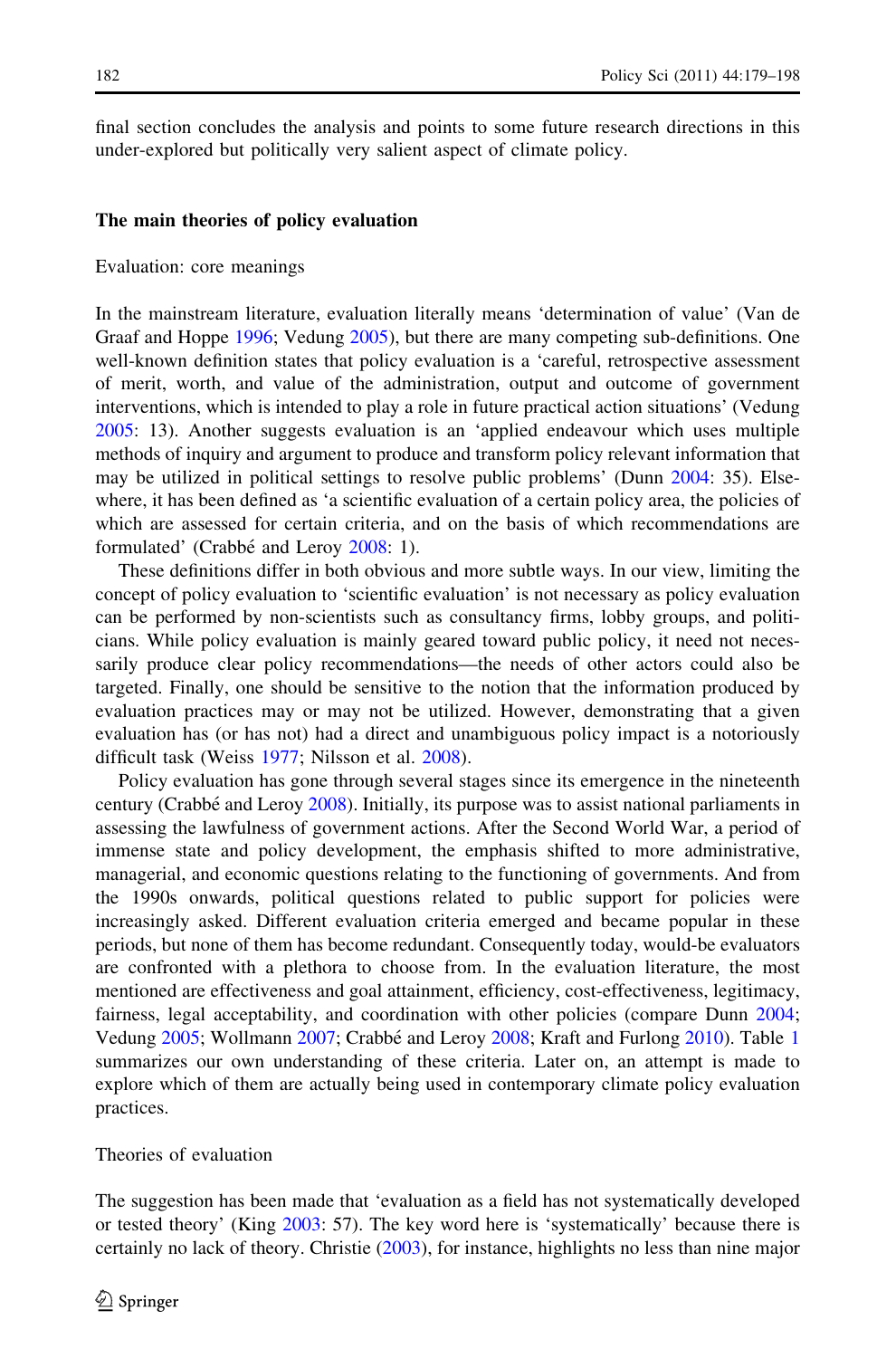final section concludes the analysis and points to some future research directions in this under-explored but politically very salient aspect of climate policy.

## The main theories of policy evaluation

### Evaluation: core meanings

In the mainstream literature, evaluation literally means 'determination of value' (Van de Graaf and Hoppe 1996; Vedung 2005), but there are many competing sub-definitions. One well-known definition states that policy evaluation is a 'careful, retrospective assessment of merit, worth, and value of the administration, output and outcome of government interventions, which is intended to play a role in future practical action situations' (Vedung 2005: 13). Another suggests evaluation is an 'applied endeavour which uses multiple methods of inquiry and argument to produce and transform policy relevant information that may be utilized in political settings to resolve public problems' (Dunn 2004: 35). Elsewhere, it has been defined as 'a scientific evaluation of a certain policy area, the policies of which are assessed for certain criteria, and on the basis of which recommendations are formulated' (Crabbé and Leroy 2008: 1).

These definitions differ in both obvious and more subtle ways. In our view, limiting the concept of policy evaluation to 'scientific evaluation' is not necessary as policy evaluation can be performed by non-scientists such as consultancy firms, lobby groups, and politicians. While policy evaluation is mainly geared toward public policy, it need not necessarily produce clear policy recommendations—the needs of other actors could also be targeted. Finally, one should be sensitive to the notion that the information produced by evaluation practices may or may not be utilized. However, demonstrating that a given evaluation has (or has not) had a direct and unambiguous policy impact is a notoriously difficult task (Weiss 1977; Nilsson et al. 2008).

Policy evaluation has gone through several stages since its emergence in the nineteenth century (Crabbé and Leroy 2008). Initially, its purpose was to assist national parliaments in assessing the lawfulness of government actions. After the Second World War, a period of immense state and policy development, the emphasis shifted to more administrative, managerial, and economic questions relating to the functioning of governments. And from the 1990s onwards, political questions related to public support for policies were increasingly asked. Different evaluation criteria emerged and became popular in these periods, but none of them has become redundant. Consequently today, would-be evaluators are confronted with a plethora to choose from. In the evaluation literature, the most mentioned are effectiveness and goal attainment, efficiency, cost-effectiveness, legitimacy, fairness, legal acceptability, and coordination with other policies (compare Dunn 2004; Vedung 2005; Wollmann 2007; Crabbé and Leroy 2008; Kraft and Furlong 2010). Table 1 summarizes our own understanding of these criteria. Later on, an attempt is made to explore which of them are actually being used in contemporary climate policy evaluation practices.

### Theories of evaluation

The suggestion has been made that 'evaluation as a field has not systematically developed or tested theory' (King 2003: 57). The key word here is 'systematically' because there is certainly no lack of theory. Christie (2003), for instance, highlights no less than nine major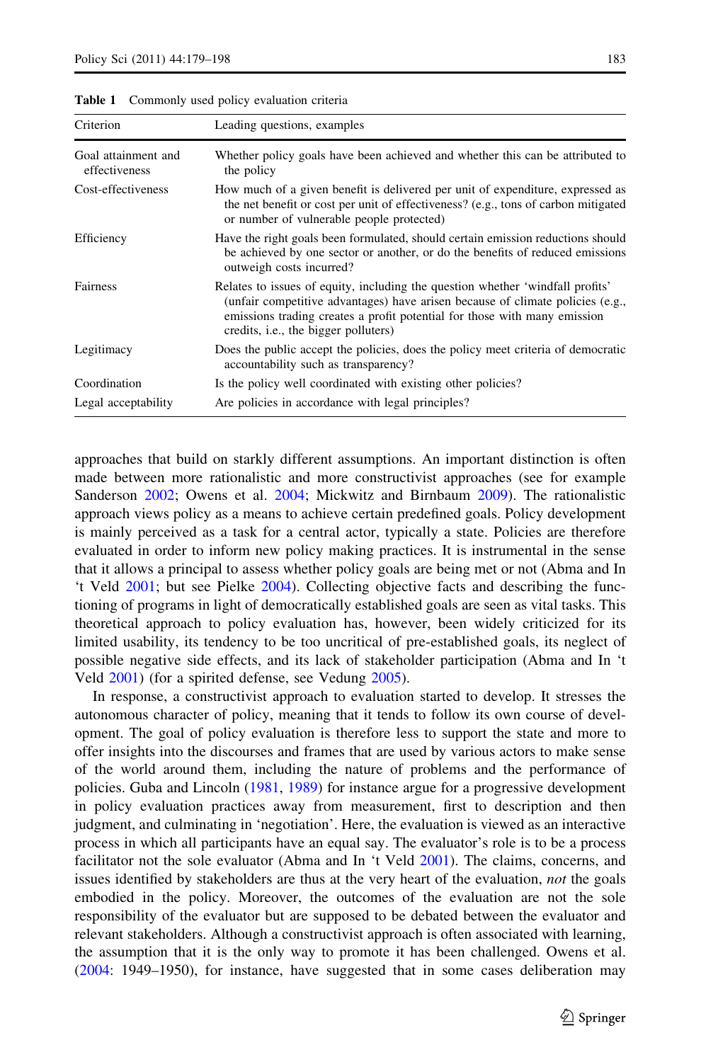**Table 1** Commonly used policy evaluation criteria

| Criterion | Leading questions, examples |
|---|---|
| Goal attainment and effectiveness | Whether policy goals have been achieved and whether this can be attributed to the policy |
| Cost-effectiveness | How much of a given benefit is delivered per unit of expenditure, expressed as the net benefit or cost per unit of effectiveness? (e.g., tons of carbon mitigated or number of vulnerable people protected) |
| Efficiency | Have the right goals been formulated, should certain emission reductions should be achieved by one sector or another, or do the benefits of reduced emissions outweigh costs incurred? |
| Fairness | Relates to issues of equity, including the question whether 'windfall profits' (unfair competitive advantages) have arisen because of climate policies (e.g., emissions trading creates a profit potential for those with many emission credits, i.e., the bigger polluters) |
| Legitimacy | Does the public accept the policies, does the policy meet criteria of democratic accountability such as transparency? |
| Coordination | Is the policy well coordinated with existing other policies? |
| Legal acceptability | Are policies in accordance with legal principles? |

approaches that build on starkly different assumptions. An important distinction is often made between more rationalistic and more constructivist approaches (see for example Sanderson 2002; Owens et al. 2004; Mickwitz and Birnbaum 2009). The rationalistic approach views policy as a means to achieve certain predefined goals. Policy development is mainly perceived as a task for a central actor, typically a state. Policies are therefore evaluated in order to inform new policy making practices. It is instrumental in the sense that it allows a principal to assess whether policy goals are being met or not (Abma and In 't Veld 2001; but see Pielke 2004). Collecting objective facts and describing the functioning of programs in light of democratically established goals are seen as vital tasks. This theoretical approach to policy evaluation has, however, been widely criticized for its limited usability, its tendency to be too uncritical of pre-established goals, its neglect of possible negative side effects, and its lack of stakeholder participation (Abma and In 't Veld 2001) (for a spirited defense, see Vedung 2005).

In response, a constructivist approach to evaluation started to develop. It stresses the autonomous character of policy, meaning that it tends to follow its own course of development. The goal of policy evaluation is therefore less to support the state and more to offer insights into the discourses and frames that are used by various actors to make sense of the world around them, including the nature of problems and the performance of policies. Guba and Lincoln (1981, 1989) for instance argue for a progressive development in policy evaluation practices away from measurement, first to description and then judgment, and culminating in 'negotiation'. Here, the evaluation is viewed as an interactive process in which all participants have an equal say. The evaluator's role is to be a process facilitator not the sole evaluator (Abma and In 't Veld 2001). The claims, concerns, and issues identified by stakeholders are thus at the very heart of the evaluation, *not* the goals embodied in the policy. Moreover, the outcomes of the evaluation are not the sole responsibility of the evaluator but are supposed to be debated between the evaluator and relevant stakeholders. Although a constructivist approach is often associated with learning, the assumption that it is the only way to promote it has been challenged. Owens et al. (2004: 1949–1950), for instance, have suggested that in some cases deliberation may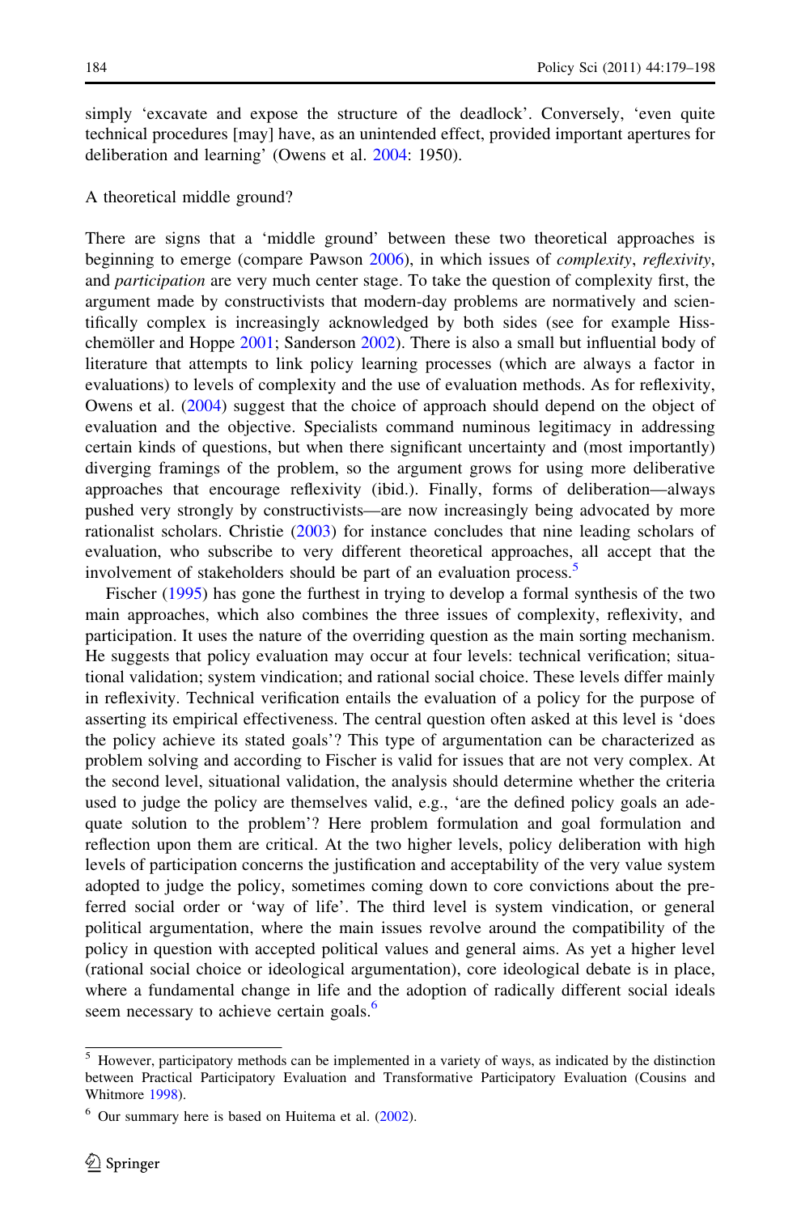simply 'excavate and expose the structure of the deadlock'. Conversely, 'even quite technical procedures [may] have, as an unintended effect, provided important apertures for deliberation and learning' (Owens et al. 2004: 1950).

## A theoretical middle ground?

There are signs that a 'middle ground' between these two theoretical approaches is beginning to emerge (compare Pawson 2006), in which issues of *complexity*, *reflexivity*, and *participation* are very much center stage. To take the question of complexity first, the argument made by constructivists that modern-day problems are normatively and scientifically complex is increasingly acknowledged by both sides (see for example Hisschemöller and Hoppe 2001; Sanderson 2002). There is also a small but influential body of literature that attempts to link policy learning processes (which are always a factor in evaluations) to levels of complexity and the use of evaluation methods. As for reflexivity, Owens et al. (2004) suggest that the choice of approach should depend on the object of evaluation and the objective. Specialists command numinous legitimacy in addressing certain kinds of questions, but when there significant uncertainty and (most importantly) diverging framings of the problem, so the argument grows for using more deliberative approaches that encourage reflexivity (ibid.). Finally, forms of deliberation—always pushed very strongly by constructivists—are now increasingly being advocated by more rationalist scholars. Christie (2003) for instance concludes that nine leading scholars of evaluation, who subscribe to very different theoretical approaches, all accept that the involvement of stakeholders should be part of an evaluation process.[5]

Fischer (1995) has gone the furthest in trying to develop a formal synthesis of the two main approaches, which also combines the three issues of complexity, reflexivity, and participation. It uses the nature of the overriding question as the main sorting mechanism. He suggests that policy evaluation may occur at four levels: technical verification; situational validation; system vindication; and rational social choice. These levels differ mainly in reflexivity. Technical verification entails the evaluation of a policy for the purpose of asserting its empirical effectiveness. The central question often asked at this level is 'does the policy achieve its stated goals'? This type of argumentation can be characterized as problem solving and according to Fischer is valid for issues that are not very complex. At the second level, situational validation, the analysis should determine whether the criteria used to judge the policy are themselves valid, e.g., 'are the defined policy goals an adequate solution to the problem'? Here problem formulation and goal formulation and reflection upon them are critical. At the two higher levels, policy deliberation with high levels of participation concerns the justification and acceptability of the very value system adopted to judge the policy, sometimes coming down to core convictions about the preferred social order or 'way of life'. The third level is system vindication, or general political argumentation, where the main issues revolve around the compatibility of the policy in question with accepted political values and general aims. As yet a higher level (rational social choice or ideological argumentation), core ideological debate is in place, where a fundamental change in life and the adoption of radically different social ideals seem necessary to achieve certain goals.[6]

---

[5] However, participatory methods can be implemented in a variety of ways, as indicated by the distinction between Practical Participatory Evaluation and Transformative Participatory Evaluation (Cousins and Whitmore 1998).

[6] Our summary here is based on Huitema et al. (2002).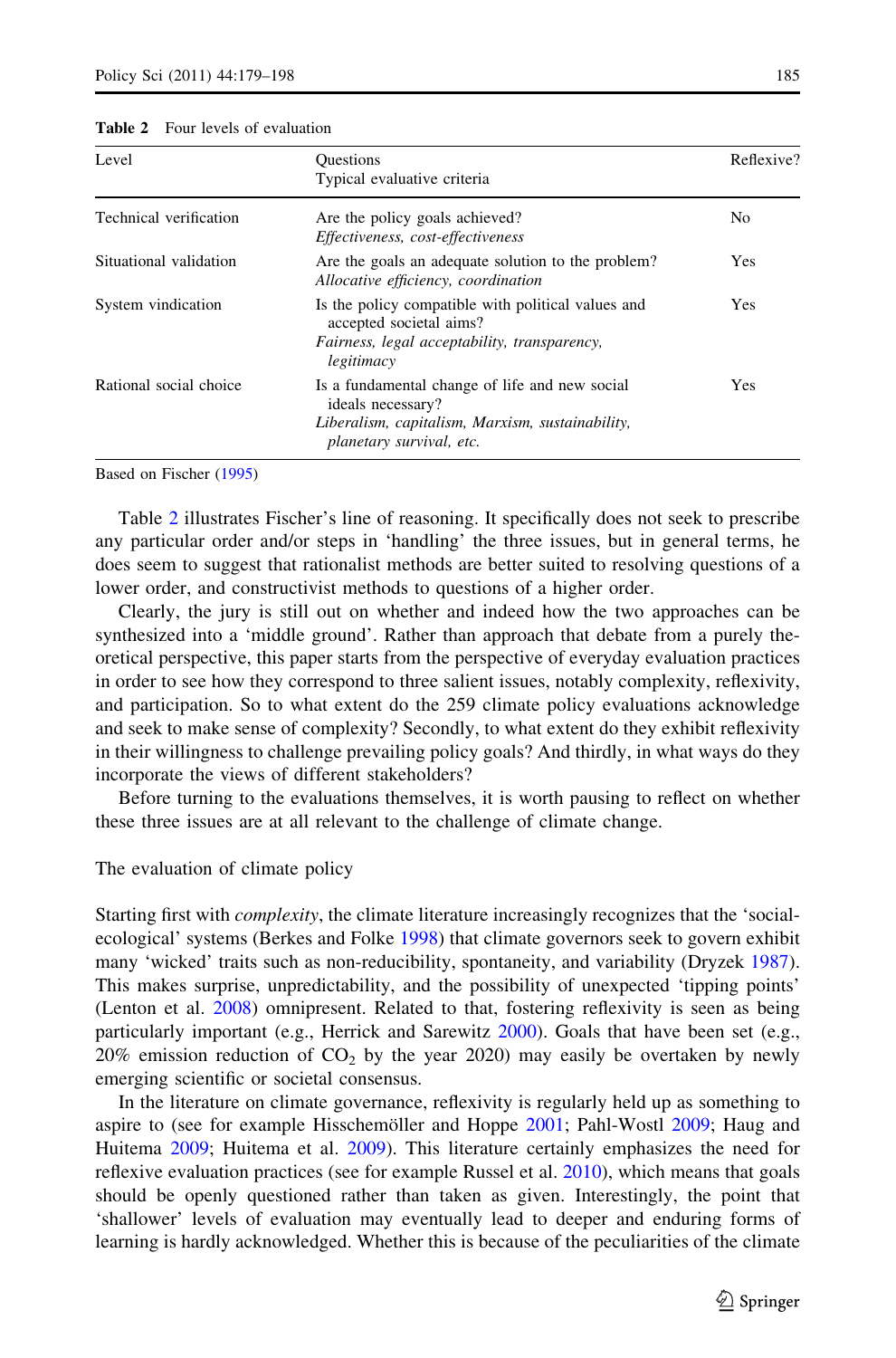**Table 2** Four levels of evaluation

| Level | Questions<br>Typical evaluative criteria | Reflexive? |
|---|---|---|
| Technical verification | Are the policy goals achieved?<br>*Effectiveness, cost-effectiveness* | No |
| Situational validation | Are the goals an adequate solution to the problem?<br>*Allocative efficiency, coordination* | Yes |
| System vindication | Is the policy compatible with political values and accepted societal aims?<br>*Fairness, legal acceptability, transparency, legitimacy* | Yes |
| Rational social choice | Is a fundamental change of life and new social ideals necessary?<br>*Liberalism, capitalism, Marxism, sustainability, planetary survival, etc.* | Yes |

Based on Fischer (1995)

Table 2 illustrates Fischer's line of reasoning. It specifically does not seek to prescribe any particular order and/or steps in 'handling' the three issues, but in general terms, he does seem to suggest that rationalist methods are better suited to resolving questions of a lower order, and constructivist methods to questions of a higher order.

Clearly, the jury is still out on whether and indeed how the two approaches can be synthesized into a 'middle ground'. Rather than approach that debate from a purely theoretical perspective, this paper starts from the perspective of everyday evaluation practices in order to see how they correspond to three salient issues, notably complexity, reflexivity, and participation. So to what extent do the 259 climate policy evaluations acknowledge and seek to make sense of complexity? Secondly, to what extent do they exhibit reflexivity in their willingness to challenge prevailing policy goals? And thirdly, in what ways do they incorporate the views of different stakeholders?

Before turning to the evaluations themselves, it is worth pausing to reflect on whether these three issues are at all relevant to the challenge of climate change.

## The evaluation of climate policy

Starting first with *complexity*, the climate literature increasingly recognizes that the 'social-ecological' systems (Berkes and Folke 1998) that climate governors seek to govern exhibit many 'wicked' traits such as non-reducibility, spontaneity, and variability (Dryzek 1987). This makes surprise, unpredictability, and the possibility of unexpected 'tipping points' (Lenton et al. 2008) omnipresent. Related to that, fostering reflexivity is seen as being particularly important (e.g., Herrick and Sarewitz 2000). Goals that have been set (e.g., 20% emission reduction of $CO_2$ by the year 2020) may easily be overtaken by newly emerging scientific or societal consensus.

In the literature on climate governance, reflexivity is regularly held up as something to aspire to (see for example Hisschemöller and Hoppe 2001; Pahl-Wostl 2009; Haug and Huitema 2009; Huitema et al. 2009). This literature certainly emphasizes the need for reflexive evaluation practices (see for example Russel et al. 2010), which means that goals should be openly questioned rather than taken as given. Interestingly, the point that 'shallower' levels of evaluation may eventually lead to deeper and enduring forms of learning is hardly acknowledged. Whether this is because of the peculiarities of the climate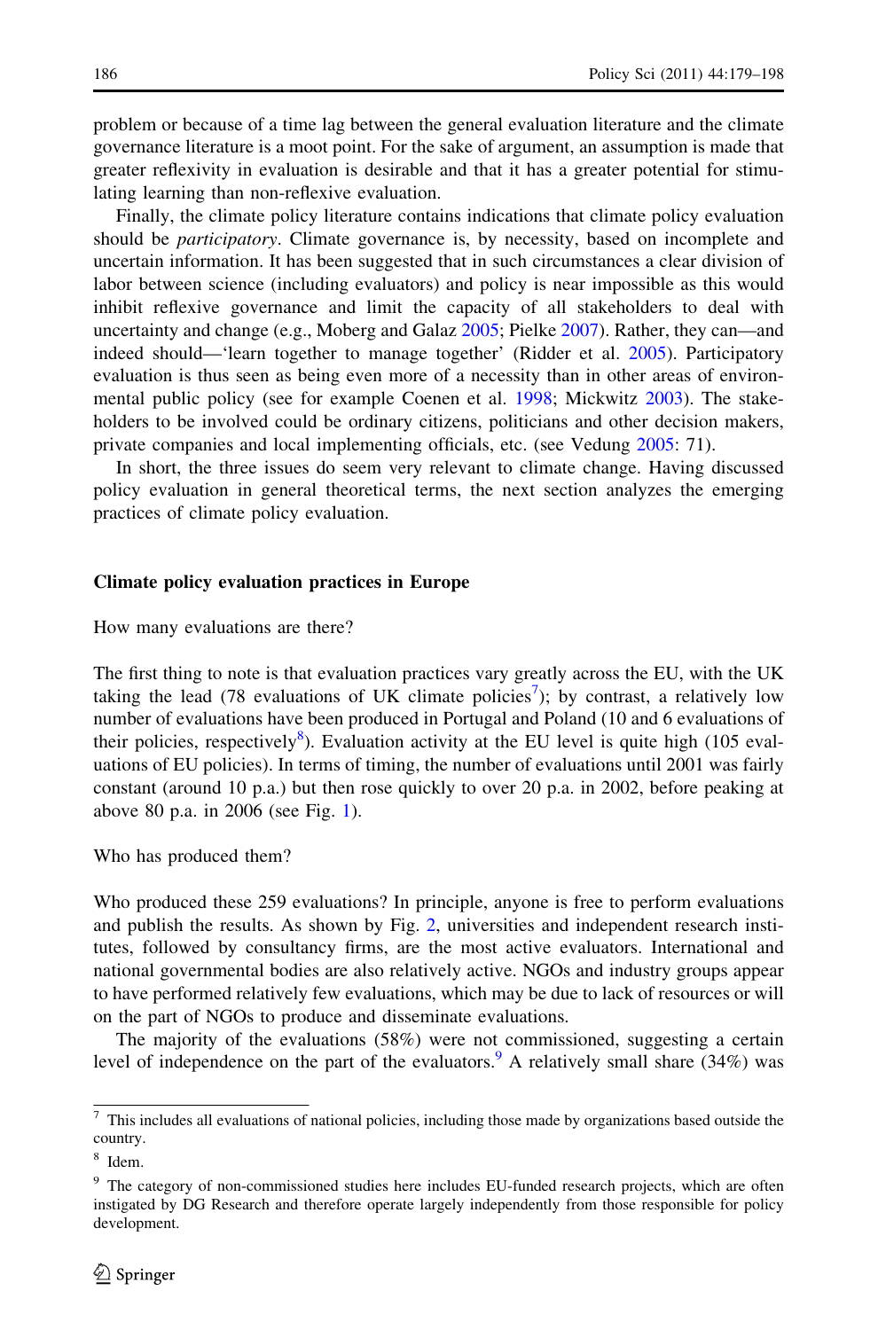problem or because of a time lag between the general evaluation literature and the climate governance literature is a moot point. For the sake of argument, an assumption is made that greater reflexivity in evaluation is desirable and that it has a greater potential for stimulating learning than non-reflexive evaluation.

Finally, the climate policy literature contains indications that climate policy evaluation should be *participatory*. Climate governance is, by necessity, based on incomplete and uncertain information. It has been suggested that in such circumstances a clear division of labor between science (including evaluators) and policy is near impossible as this would inhibit reflexive governance and limit the capacity of all stakeholders to deal with uncertainty and change (e.g., Moberg and Galaz 2005; Pielke 2007). Rather, they can—and indeed should—'learn together to manage together' (Ridder et al. 2005). Participatory evaluation is thus seen as being even more of a necessity than in other areas of environmental public policy (see for example Coenen et al. 1998; Mickwitz 2003). The stakeholders to be involved could be ordinary citizens, politicians and other decision makers, private companies and local implementing officials, etc. (see Vedung 2005: 71).

In short, the three issues do seem very relevant to climate change. Having discussed policy evaluation in general theoretical terms, the next section analyzes the emerging practices of climate policy evaluation.

## Climate policy evaluation practices in Europe

How many evaluations are there?

The first thing to note is that evaluation practices vary greatly across the EU, with the UK taking the lead (78 evaluations of UK climate policies[7]); by contrast, a relatively low number of evaluations have been produced in Portugal and Poland (10 and 6 evaluations of their policies, respectively[8]). Evaluation activity at the EU level is quite high (105 evaluations of EU policies). In terms of timing, the number of evaluations until 2001 was fairly constant (around 10 p.a.) but then rose quickly to over 20 p.a. in 2002, before peaking at above 80 p.a. in 2006 (see Fig. 1).

Who has produced them?

Who produced these 259 evaluations? In principle, anyone is free to perform evaluations and publish the results. As shown by Fig. 2, universities and independent research institutes, followed by consultancy firms, are the most active evaluators. International and national governmental bodies are also relatively active. NGOs and industry groups appear to have performed relatively few evaluations, which may be due to lack of resources or will on the part of NGOs to produce and disseminate evaluations.

The majority of the evaluations (58%) were not commissioned, suggesting a certain level of independence on the part of the evaluators.[9] A relatively small share (34%) was

[7] This includes all evaluations of national policies, including those made by organizations based outside the country.

[8] Idem.

[9] The category of non-commissioned studies here includes EU-funded research projects, which are often instigated by DG Research and therefore operate largely independently from those responsible for policy development.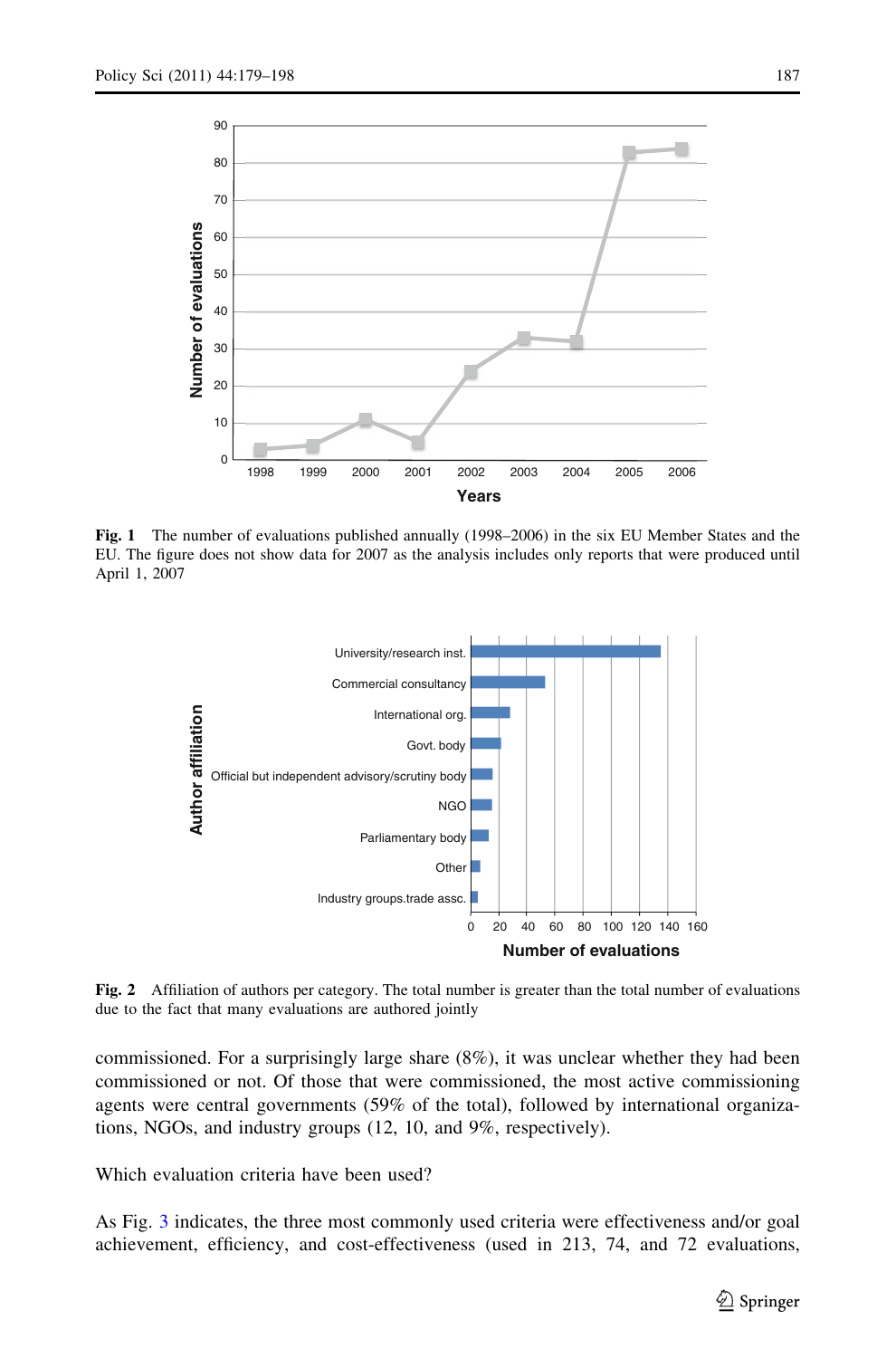Fig. 1 The number of evaluations published annually (1998–2006) in the six EU Member States and the EU. The figure does not show data for 2007 as the analysis includes only reports that were produced until April 1, 2007

Fig. 2 Affiliation of authors per category. The total number is greater than the total number of evaluations due to the fact that many evaluations are authored jointly

commissioned. For a surprisingly large share (8%), it was unclear whether they had been commissioned or not. Of those that were commissioned, the most active commissioning agents were central governments (59% of the total), followed by international organizations, NGOs, and industry groups (12, 10, and 9%, respectively).

Which evaluation criteria have been used?

As Fig. 3 indicates, the three most commonly used criteria were effectiveness and/or goal achievement, efficiency, and cost-effectiveness (used in 213, 74, and 72 evaluations,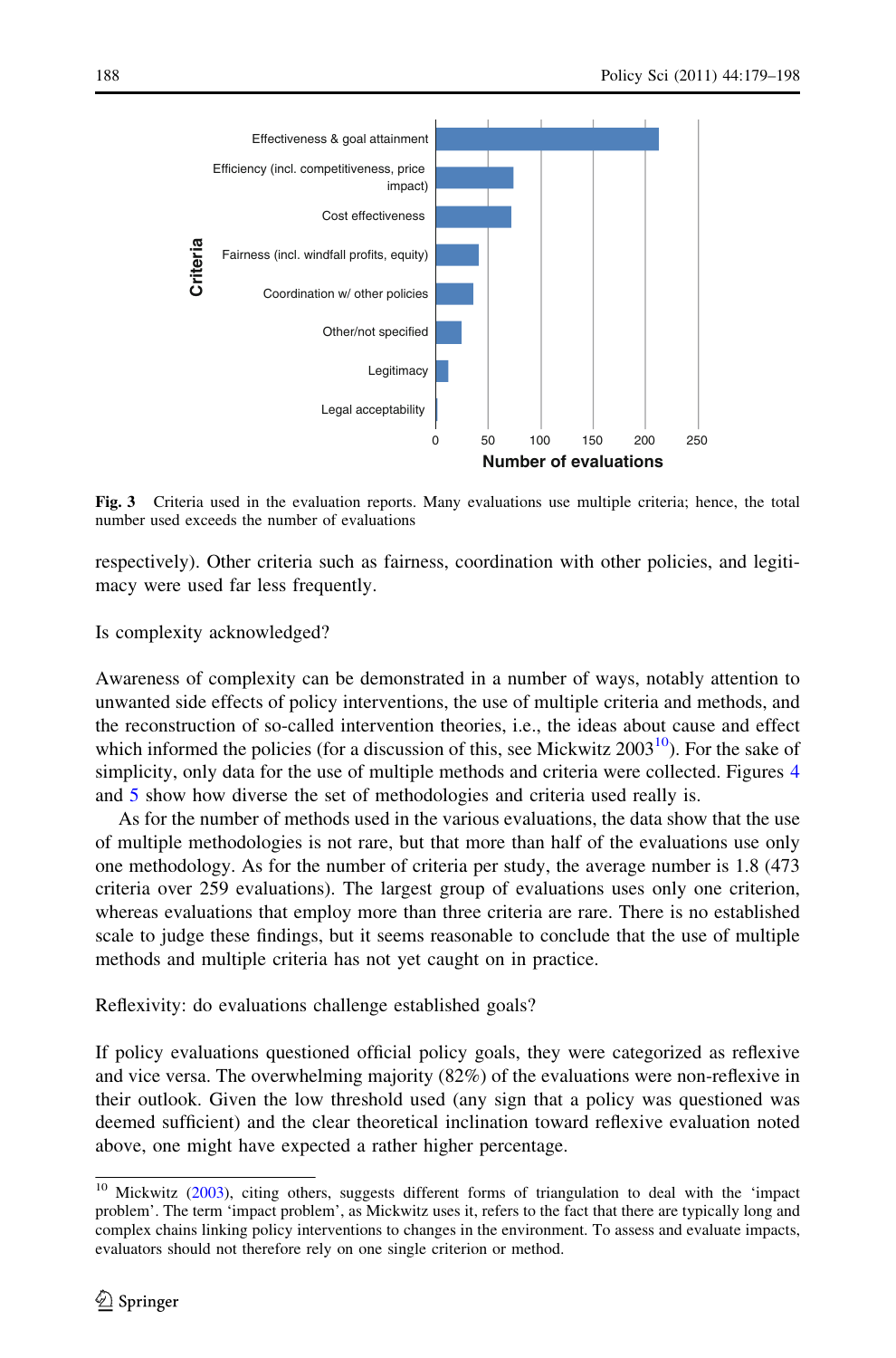Fig. 3 Criteria used in the evaluation reports. Many evaluations use multiple criteria; hence, the total number used exceeds the number of evaluations

respectively). Other criteria such as fairness, coordination with other policies, and legitimacy were used far less frequently.

Is complexity acknowledged?

Awareness of complexity can be demonstrated in a number of ways, notably attention to unwanted side effects of policy interventions, the use of multiple criteria and methods, and the reconstruction of so-called intervention theories, i.e., the ideas about cause and effect which informed the policies (for a discussion of this, see Mickwitz 2003[10]). For the sake of simplicity, only data for the use of multiple methods and criteria were collected. Figures 4 and 5 show how diverse the set of methodologies and criteria used really is.

As for the number of methods used in the various evaluations, the data show that the use of multiple methodologies is not rare, but that more than half of the evaluations use only one methodology. As for the number of criteria per study, the average number is 1.8 (473 criteria over 259 evaluations). The largest group of evaluations uses only one criterion, whereas evaluations that employ more than three criteria are rare. There is no established scale to judge these findings, but it seems reasonable to conclude that the use of multiple methods and multiple criteria has not yet caught on in practice.

Reflexivity: do evaluations challenge established goals?

If policy evaluations questioned official policy goals, they were categorized as reflexive and vice versa. The overwhelming majority (82%) of the evaluations were non-reflexive in their outlook. Given the low threshold used (any sign that a policy was questioned was deemed sufficient) and the clear theoretical inclination toward reflexive evaluation noted above, one might have expected a rather higher percentage.

[10] Mickwitz (2003), citing others, suggests different forms of triangulation to deal with the 'impact problem'. The term 'impact problem', as Mickwitz uses it, refers to the fact that there are typically long and complex chains linking policy interventions to changes in the environment. To assess and evaluate impacts, evaluators should not therefore rely on one single criterion or method.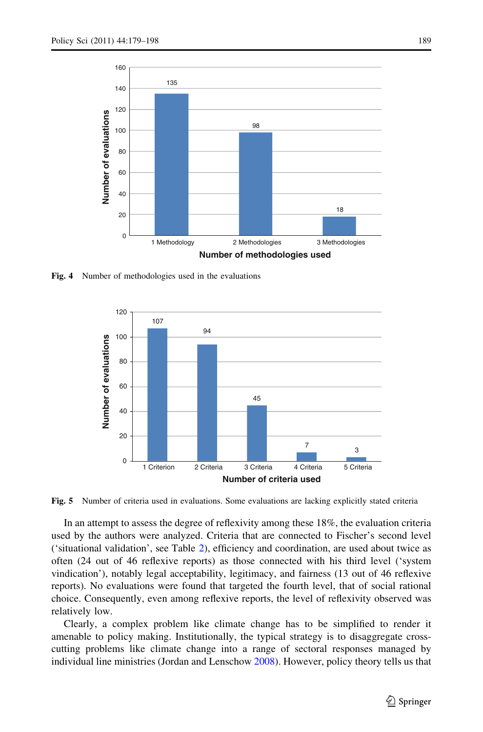Fig. 4 Number of methodologies used in the evaluations

Fig. 5 Number of criteria used in evaluations. Some evaluations are lacking explicitly stated criteria

In an attempt to assess the degree of reflexivity among these 18%, the evaluation criteria used by the authors were analyzed. Criteria that are connected to Fischer's second level ('situational validation', see Table 2), efficiency and coordination, are used about twice as often (24 out of 46 reflexive reports) as those connected with his third level ('system vindication'), notably legal acceptability, legitimacy, and fairness (13 out of 46 reflexive reports). No evaluations were found that targeted the fourth level, that of social rational choice. Consequently, even among reflexive reports, the level of reflexivity observed was relatively low.

Clearly, a complex problem like climate change has to be simplified to render it amenable to policy making. Institutionally, the typical strategy is to disaggregate cross-cutting problems like climate change into a range of sectoral responses managed by individual line ministries (Jordan and Lenschow 2008). However, policy theory tells us that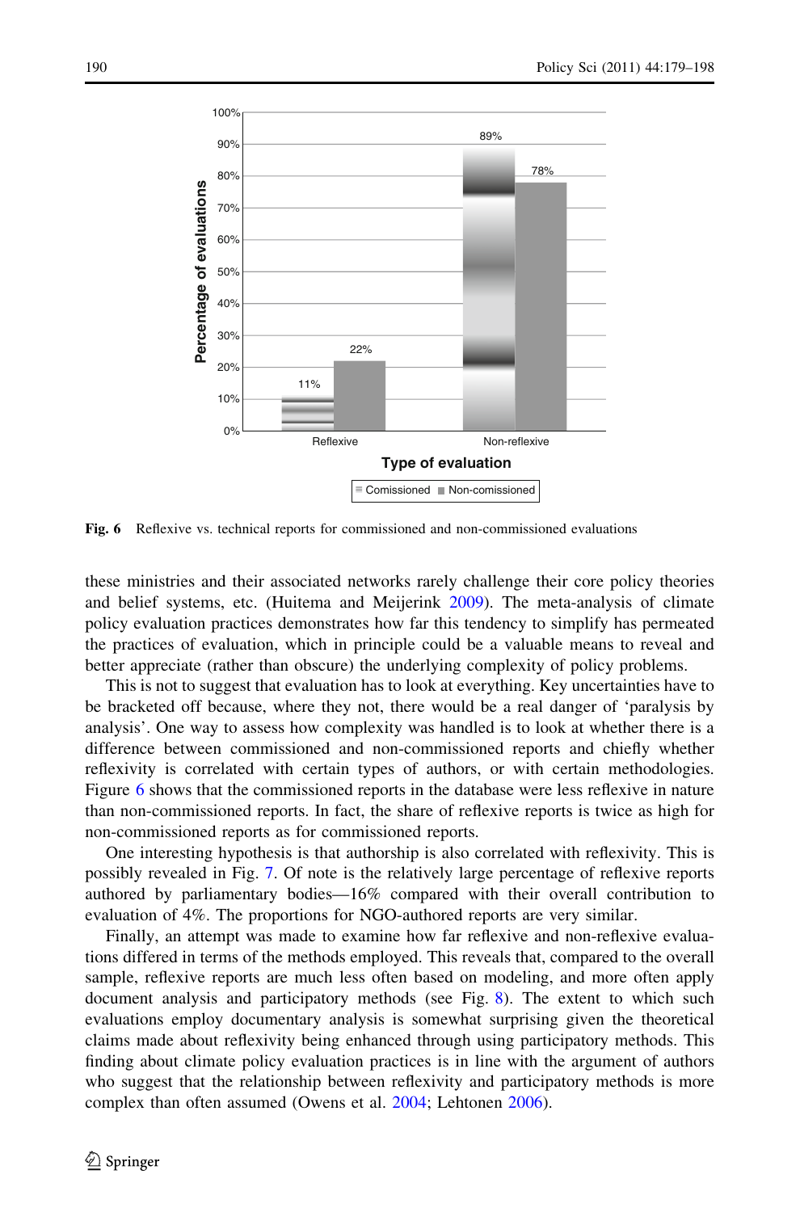**Fig. 6** Reflexive vs. technical reports for commissioned and non-commissioned evaluations

these ministries and their associated networks rarely challenge their core policy theories and belief systems, etc. (Huitema and Meijerink 2009). The meta-analysis of climate policy evaluation practices demonstrates how far this tendency to simplify has permeated the practices of evaluation, which in principle could be a valuable means to reveal and better appreciate (rather than obscure) the underlying complexity of policy problems.

This is not to suggest that evaluation has to look at everything. Key uncertainties have to be bracketed off because, where they not, there would be a real danger of 'paralysis by analysis'. One way to assess how complexity was handled is to look at whether there is a difference between commissioned and non-commissioned reports and chiefly whether reflexivity is correlated with certain types of authors, or with certain methodologies. Figure 6 shows that the commissioned reports in the database were less reflexive in nature than non-commissioned reports. In fact, the share of reflexive reports is twice as high for non-commissioned reports as for commissioned reports.

One interesting hypothesis is that authorship is also correlated with reflexivity. This is possibly revealed in Fig. 7. Of note is the relatively large percentage of reflexive reports authored by parliamentary bodies—16% compared with their overall contribution to evaluation of 4%. The proportions for NGO-authored reports are very similar.

Finally, an attempt was made to examine how far reflexive and non-reflexive evaluations differed in terms of the methods employed. This reveals that, compared to the overall sample, reflexive reports are much less often based on modeling, and more often apply document analysis and participatory methods (see Fig. 8). The extent to which such evaluations employ documentary analysis is somewhat surprising given the theoretical claims made about reflexivity being enhanced through using participatory methods. This finding about climate policy evaluation practices is in line with the argument of authors who suggest that the relationship between reflexivity and participatory methods is more complex than often assumed (Owens et al. 2004; Lehtonen 2006).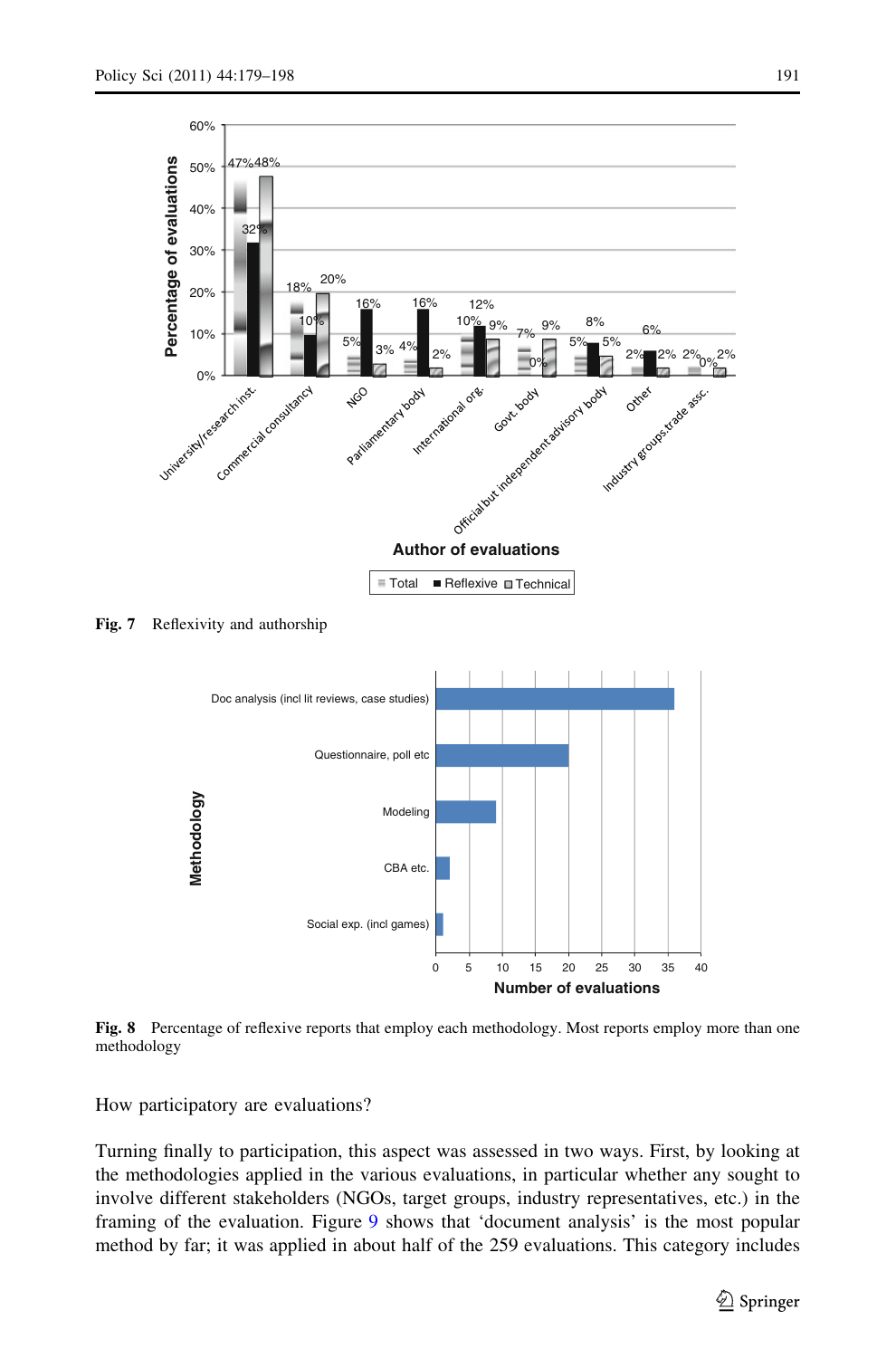Fig. 7 Reflexivity and authorship

Fig. 8 Percentage of reflexive reports that employ each methodology. Most reports employ more than one methodology

How participatory are evaluations?

Turning finally to participation, this aspect was assessed in two ways. First, by looking at the methodologies applied in the various evaluations, in particular whether any sought to involve different stakeholders (NGOs, target groups, industry representatives, etc.) in the framing of the evaluation. Figure 9 shows that 'document analysis' is the most popular method by far; it was applied in about half of the 259 evaluations. This category includes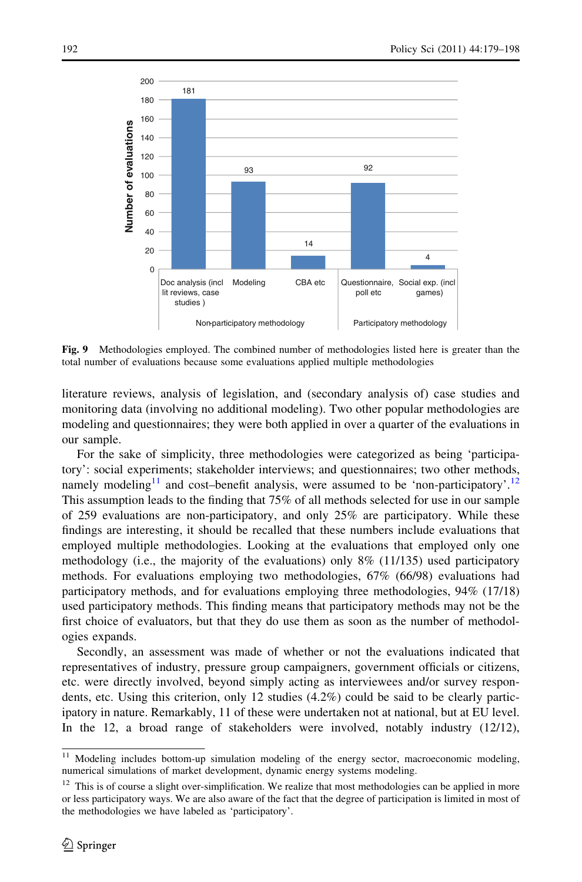| | Doc analysis (incl lit reviews, case studies ) | Modeling | CBA etc | Questionnaire, poll etc | Social exp. (incl games) |
|---|---|---|---|---|---|
| | Non-participatory methodology | | | Participatory methodology | |
| Number of evaluations | 181 | 93 | 14 | 92 | 4 |

**Fig. 9** Methodologies employed. The combined number of methodologies listed here is greater than the total number of evaluations because some evaluations applied multiple methodologies

literature reviews, analysis of legislation, and (secondary analysis of) case studies and monitoring data (involving no additional modeling). Two other popular methodologies are modeling and questionnaires; they were both applied in over a quarter of the evaluations in our sample.

For the sake of simplicity, three methodologies were categorized as being 'participatory': social experiments; stakeholder interviews; and questionnaires; two other methods, namely modeling[11] and cost–benefit analysis, were assumed to be 'non-participatory'.[12] This assumption leads to the finding that 75% of all methods selected for use in our sample of 259 evaluations are non-participatory, and only 25% are participatory. While these findings are interesting, it should be recalled that these numbers include evaluations that employed multiple methodologies. Looking at the evaluations that employed only one methodology (i.e., the majority of the evaluations) only 8% (11/135) used participatory methods. For evaluations employing two methodologies, 67% (66/98) evaluations had participatory methods, and for evaluations employing three methodologies, 94% (17/18) used participatory methods. This finding means that participatory methods may not be the first choice of evaluators, but that they do use them as soon as the number of methodologies expands.

Secondly, an assessment was made of whether or not the evaluations indicated that representatives of industry, pressure group campaigners, government officials or citizens, etc. were directly involved, beyond simply acting as interviewees and/or survey respondents, etc. Using this criterion, only 12 studies (4.2%) could be said to be clearly participatory in nature. Remarkably, 11 of these were undertaken not at national, but at EU level. In the 12, a broad range of stakeholders were involved, notably industry (12/12),

[11] Modeling includes bottom-up simulation modeling of the energy sector, macroeconomic modeling, numerical simulations of market development, dynamic energy systems modeling.

[12] This is of course a slight over-simplification. We realize that most methodologies can be applied in more or less participatory ways. We are also aware of the fact that the degree of participation is limited in most of the methodologies we have labeled as 'participatory'.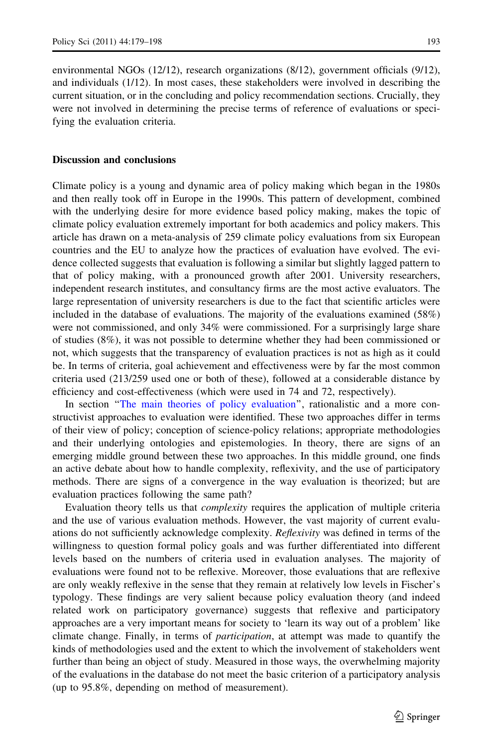environmental NGOs (12/12), research organizations (8/12), government officials (9/12), and individuals (1/12). In most cases, these stakeholders were involved in describing the current situation, or in the concluding and policy recommendation sections. Crucially, they were not involved in determining the precise terms of reference of evaluations or specifying the evaluation criteria.

## Discussion and conclusions

Climate policy is a young and dynamic area of policy making which began in the 1980s and then really took off in Europe in the 1990s. This pattern of development, combined with the underlying desire for more evidence based policy making, makes the topic of climate policy evaluation extremely important for both academics and policy makers. This article has drawn on a meta-analysis of 259 climate policy evaluations from six European countries and the EU to analyze how the practices of evaluation have evolved. The evidence collected suggests that evaluation is following a similar but slightly lagged pattern to that of policy making, with a pronounced growth after 2001. University researchers, independent research institutes, and consultancy firms are the most active evaluators. The large representation of university researchers is due to the fact that scientific articles were included in the database of evaluations. The majority of the evaluations examined (58%) were not commissioned, and only 34% were commissioned. For a surprisingly large share of studies (8%), it was not possible to determine whether they had been commissioned or not, which suggests that the transparency of evaluation practices is not as high as it could be. In terms of criteria, goal achievement and effectiveness were by far the most common criteria used (213/259 used one or both of these), followed at a considerable distance by efficiency and cost-effectiveness (which were used in 74 and 72, respectively).

In section "The main theories of policy evaluation", rationalistic and a more constructivist approaches to evaluation were identified. These two approaches differ in terms of their view of policy; conception of science-policy relations; appropriate methodologies and their underlying ontologies and epistemologies. In theory, there are signs of an emerging middle ground between these two approaches. In this middle ground, one finds an active debate about how to handle complexity, reflexivity, and the use of participatory methods. There are signs of a convergence in the way evaluation is theorized; but are evaluation practices following the same path?

Evaluation theory tells us that *complexity* requires the application of multiple criteria and the use of various evaluation methods. However, the vast majority of current evaluations do not sufficiently acknowledge complexity. *Reflexivity* was defined in terms of the willingness to question formal policy goals and was further differentiated into different levels based on the numbers of criteria used in evaluation analyses. The majority of evaluations were found not to be reflexive. Moreover, those evaluations that are reflexive are only weakly reflexive in the sense that they remain at relatively low levels in Fischer's typology. These findings are very salient because policy evaluation theory (and indeed related work on participatory governance) suggests that reflexive and participatory approaches are a very important means for society to 'learn its way out of a problem' like climate change. Finally, in terms of *participation*, at attempt was made to quantify the kinds of methodologies used and the extent to which the involvement of stakeholders went further than being an object of study. Measured in those ways, the overwhelming majority of the evaluations in the database do not meet the basic criterion of a participatory analysis (up to 95.8%, depending on method of measurement).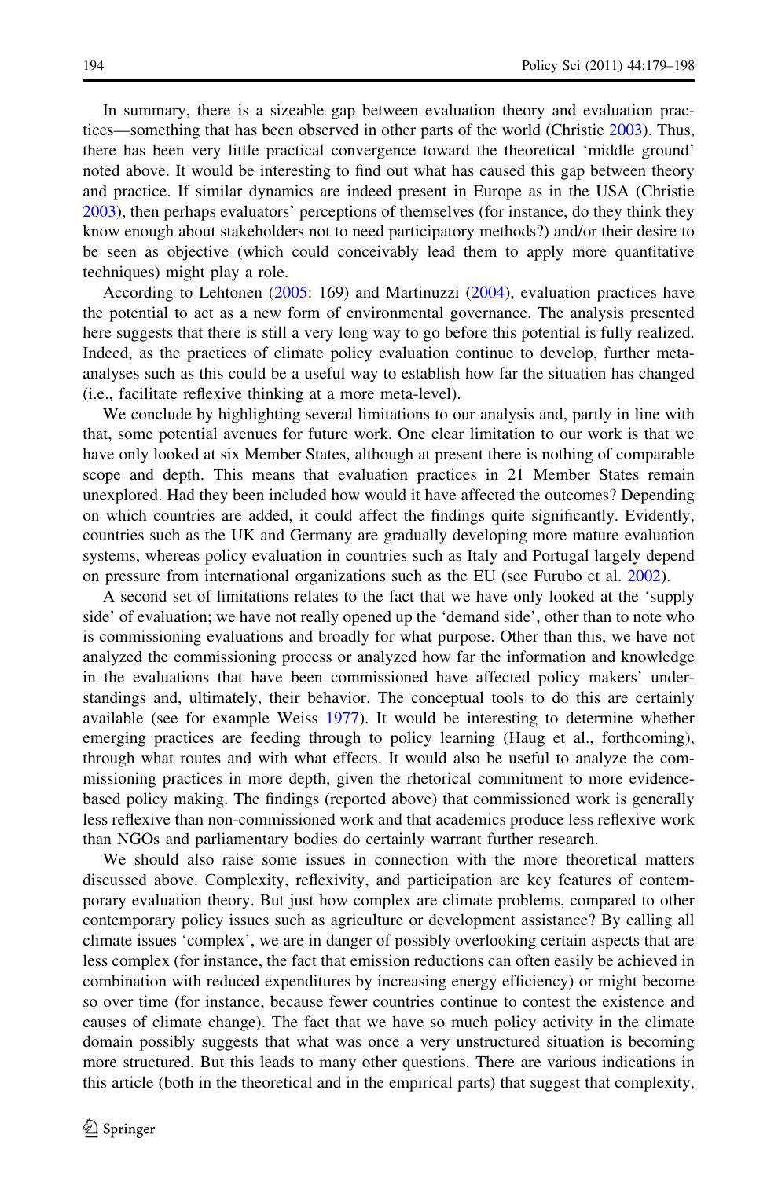In summary, there is a sizeable gap between evaluation theory and evaluation practices—something that has been observed in other parts of the world (Christie 2003). Thus, there has been very little practical convergence toward the theoretical 'middle ground' noted above. It would be interesting to find out what has caused this gap between theory and practice. If similar dynamics are indeed present in Europe as in the USA (Christie 2003), then perhaps evaluators' perceptions of themselves (for instance, do they think they know enough about stakeholders not to need participatory methods?) and/or their desire to be seen as objective (which could conceivably lead them to apply more quantitative techniques) might play a role.

According to Lehtonen (2005: 169) and Martinuzzi (2004), evaluation practices have the potential to act as a new form of environmental governance. The analysis presented here suggests that there is still a very long way to go before this potential is fully realized. Indeed, as the practices of climate policy evaluation continue to develop, further meta-analyses such as this could be a useful way to establish how far the situation has changed (i.e., facilitate reflexive thinking at a more meta-level).

We conclude by highlighting several limitations to our analysis and, partly in line with that, some potential avenues for future work. One clear limitation to our work is that we have only looked at six Member States, although at present there is nothing of comparable scope and depth. This means that evaluation practices in 21 Member States remain unexplored. Had they been included how would it have affected the outcomes? Depending on which countries are added, it could affect the findings quite significantly. Evidently, countries such as the UK and Germany are gradually developing more mature evaluation systems, whereas policy evaluation in countries such as Italy and Portugal largely depend on pressure from international organizations such as the EU (see Furubo et al. 2002).

A second set of limitations relates to the fact that we have only looked at the 'supply side' of evaluation; we have not really opened up the 'demand side', other than to note who is commissioning evaluations and broadly for what purpose. Other than this, we have not analyzed the commissioning process or analyzed how far the information and knowledge in the evaluations that have been commissioned have affected policy makers' understandings and, ultimately, their behavior. The conceptual tools to do this are certainly available (see for example Weiss 1977). It would be interesting to determine whether emerging practices are feeding through to policy learning (Haug et al., forthcoming), through what routes and with what effects. It would also be useful to analyze the commissioning practices in more depth, given the rhetorical commitment to more evidence-based policy making. The findings (reported above) that commissioned work is generally less reflexive than non-commissioned work and that academics produce less reflexive work than NGOs and parliamentary bodies do certainly warrant further research.

We should also raise some issues in connection with the more theoretical matters discussed above. Complexity, reflexivity, and participation are key features of contemporary evaluation theory. But just how complex are climate problems, compared to other contemporary policy issues such as agriculture or development assistance? By calling all climate issues 'complex', we are in danger of possibly overlooking certain aspects that are less complex (for instance, the fact that emission reductions can often easily be achieved in combination with reduced expenditures by increasing energy efficiency) or might become so over time (for instance, because fewer countries continue to contest the existence and causes of climate change). The fact that we have so much policy activity in the climate domain possibly suggests that what was once a very unstructured situation is becoming more structured. But this leads to many other questions. There are various indications in this article (both in the theoretical and in the empirical parts) that suggest that complexity,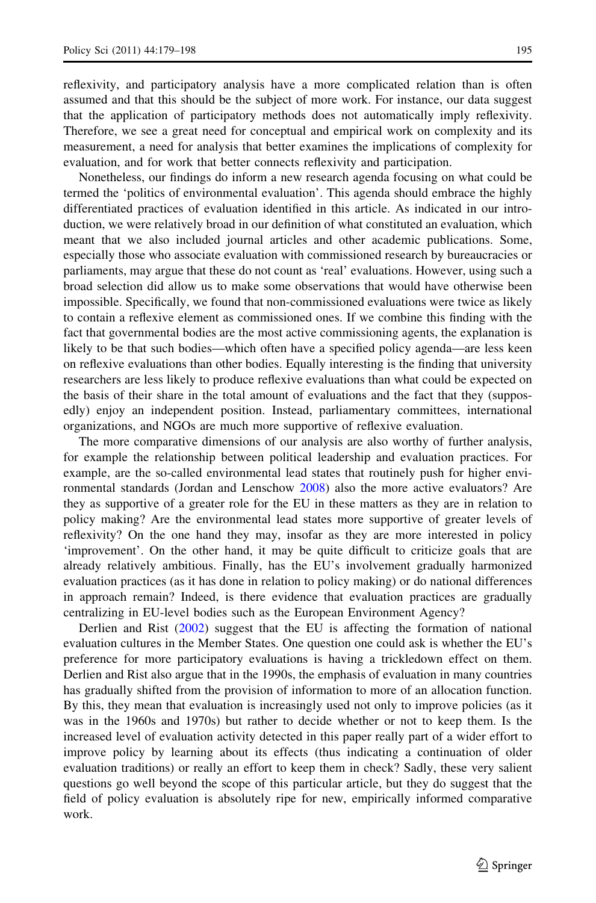reflexivity, and participatory analysis have a more complicated relation than is often assumed and that this should be the subject of more work. For instance, our data suggest that the application of participatory methods does not automatically imply reflexivity. Therefore, we see a great need for conceptual and empirical work on complexity and its measurement, a need for analysis that better examines the implications of complexity for evaluation, and for work that better connects reflexivity and participation.

Nonetheless, our findings do inform a new research agenda focusing on what could be termed the 'politics of environmental evaluation'. This agenda should embrace the highly differentiated practices of evaluation identified in this article. As indicated in our introduction, we were relatively broad in our definition of what constituted an evaluation, which meant that we also included journal articles and other academic publications. Some, especially those who associate evaluation with commissioned research by bureaucracies or parliaments, may argue that these do not count as 'real' evaluations. However, using such a broad selection did allow us to make some observations that would have otherwise been impossible. Specifically, we found that non-commissioned evaluations were twice as likely to contain a reflexive element as commissioned ones. If we combine this finding with the fact that governmental bodies are the most active commissioning agents, the explanation is likely to be that such bodies—which often have a specified policy agenda—are less keen on reflexive evaluations than other bodies. Equally interesting is the finding that university researchers are less likely to produce reflexive evaluations than what could be expected on the basis of their share in the total amount of evaluations and the fact that they (supposedly) enjoy an independent position. Instead, parliamentary committees, international organizations, and NGOs are much more supportive of reflexive evaluation.

The more comparative dimensions of our analysis are also worthy of further analysis, for example the relationship between political leadership and evaluation practices. For example, are the so-called environmental lead states that routinely push for higher environmental standards (Jordan and Lenschow 2008) also the more active evaluators? Are they as supportive of a greater role for the EU in these matters as they are in relation to policy making? Are the environmental lead states more supportive of greater levels of reflexivity? On the one hand they may, insofar as they are more interested in policy 'improvement'. On the other hand, it may be quite difficult to criticize goals that are already relatively ambitious. Finally, has the EU's involvement gradually harmonized evaluation practices (as it has done in relation to policy making) or do national differences in approach remain? Indeed, is there evidence that evaluation practices are gradually centralizing in EU-level bodies such as the European Environment Agency?

Derlien and Rist (2002) suggest that the EU is affecting the formation of national evaluation cultures in the Member States. One question one could ask is whether the EU's preference for more participatory evaluations is having a trickledown effect on them. Derlien and Rist also argue that in the 1990s, the emphasis of evaluation in many countries has gradually shifted from the provision of information to more of an allocation function. By this, they mean that evaluation is increasingly used not only to improve policies (as it was in the 1960s and 1970s) but rather to decide whether or not to keep them. Is the increased level of evaluation activity detected in this paper really part of a wider effort to improve policy by learning about its effects (thus indicating a continuation of older evaluation traditions) or really an effort to keep them in check? Sadly, these very salient questions go well beyond the scope of this particular article, but they do suggest that the field of policy evaluation is absolutely ripe for new, empirically informed comparative work.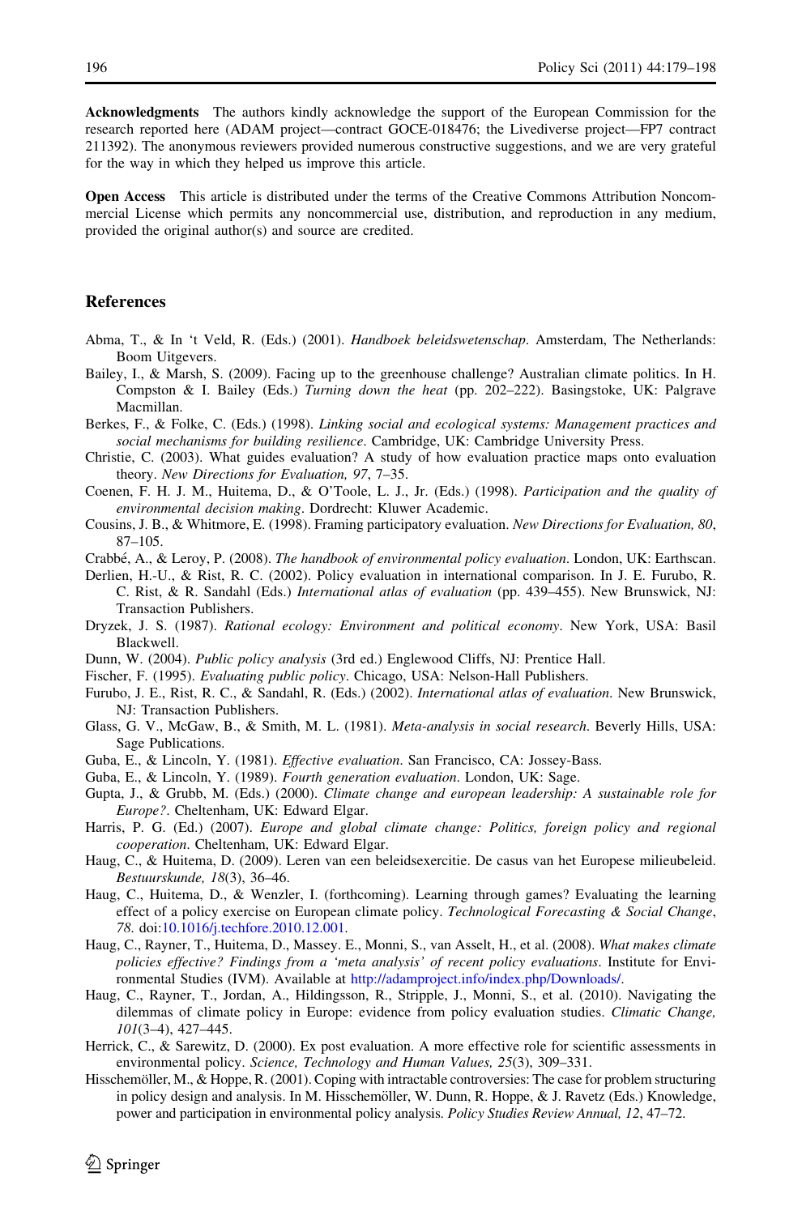**Acknowledgments** The authors kindly acknowledge the support of the European Commission for the research reported here (ADAM project—contract GOCE-018476; the Livediverse project—FP7 contract 211392). The anonymous reviewers provided numerous constructive suggestions, and we are very grateful for the way in which they helped us improve this article.

**Open Access** This article is distributed under the terms of the Creative Commons Attribution Noncommercial License which permits any noncommercial use, distribution, and reproduction in any medium, provided the original author(s) and source are credited.

## References

Abma, T., & In 't Veld, R. (Eds.) (2001). *Handboek beleidswetenschap*. Amsterdam, The Netherlands: Boom Uitgevers.

Bailey, I., & Marsh, S. (2009). Facing up to the greenhouse challenge? Australian climate politics. In H. Compston & I. Bailey (Eds.) *Turning down the heat* (pp. 202–222). Basingstoke, UK: Palgrave Macmillan.

Berkes, F., & Folke, C. (Eds.) (1998). *Linking social and ecological systems: Management practices and social mechanisms for building resilience*. Cambridge, UK: Cambridge University Press.

Christie, C. (2003). What guides evaluation? A study of how evaluation practice maps onto evaluation theory. *New Directions for Evaluation, 97*, 7–35.

Coenen, F. H. J. M., Huitema, D., & O'Toole, L. J., Jr. (Eds.) (1998). *Participation and the quality of environmental decision making*. Dordrecht: Kluwer Academic.

Cousins, J. B., & Whitmore, E. (1998). Framing participatory evaluation. *New Directions for Evaluation, 80*, 87–105.

Crabbé, A., & Leroy, P. (2008). *The handbook of environmental policy evaluation*. London, UK: Earthscan.

Derlien, H.-U., & Rist, R. C. (2002). Policy evaluation in international comparison. In J. E. Furubo, R. C. Rist, & R. Sandahl (Eds.) *International atlas of evaluation* (pp. 439–455). New Brunswick, NJ: Transaction Publishers.

Dryzek, J. S. (1987). *Rational ecology: Environment and political economy*. New York, USA: Basil Blackwell.

Dunn, W. (2004). *Public policy analysis* (3rd ed.) Englewood Cliffs, NJ: Prentice Hall.

Fischer, F. (1995). *Evaluating public policy*. Chicago, USA: Nelson-Hall Publishers.

Furubo, J. E., Rist, R. C., & Sandahl, R. (Eds.) (2002). *International atlas of evaluation*. New Brunswick, NJ: Transaction Publishers.

Glass, G. V., McGaw, B., & Smith, M. L. (1981). *Meta-analysis in social research*. Beverly Hills, USA: Sage Publications.

Guba, E., & Lincoln, Y. (1981). *Effective evaluation*. San Francisco, CA: Jossey-Bass.

Guba, E., & Lincoln, Y. (1989). *Fourth generation evaluation*. London, UK: Sage.

Gupta, J., & Grubb, M. (Eds.) (2000). *Climate change and european leadership: A sustainable role for Europe?*. Cheltenham, UK: Edward Elgar.

Harris, P. G. (Ed.) (2007). *Europe and global climate change: Politics, foreign policy and regional cooperation*. Cheltenham, UK: Edward Elgar.

Haug, C., & Huitema, D. (2009). Leren van een beleidsexercitie. De casus van het Europese milieubeleid. *Bestuurskunde, 18*(3), 36–46.

Haug, C., Huitema, D., & Wenzler, I. (forthcoming). Learning through games? Evaluating the learning effect of a policy exercise on European climate policy. *Technological Forecasting & Social Change, 78*. doi:10.1016/j.techfore.2010.12.001.

Haug, C., Rayner, T., Huitema, D., Massey. E., Monni, S., van Asselt, H., et al. (2008). *What makes climate policies effective? Findings from a 'meta analysis' of recent policy evaluations*. Institute for Environmental Studies (IVM). Available at http://adamproject.info/index.php/Downloads/.

Haug, C., Rayner, T., Jordan, A., Hildingsson, R., Stripple, J., Monni, S., et al. (2010). Navigating the dilemmas of climate policy in Europe: evidence from policy evaluation studies. *Climatic Change, 101*(3–4), 427–445.

Herrick, C., & Sarewitz, D. (2000). Ex post evaluation. A more effective role for scientific assessments in environmental policy. *Science, Technology and Human Values, 25*(3), 309–331.

Hisschemöller, M., & Hoppe, R. (2001). Coping with intractable controversies: The case for problem structuring in policy design and analysis. In M. Hisschemöller, W. Dunn, R. Hoppe, & J. Ravetz (Eds.) Knowledge, power and participation in environmental policy analysis. *Policy Studies Review Annual, 12*, 47–72.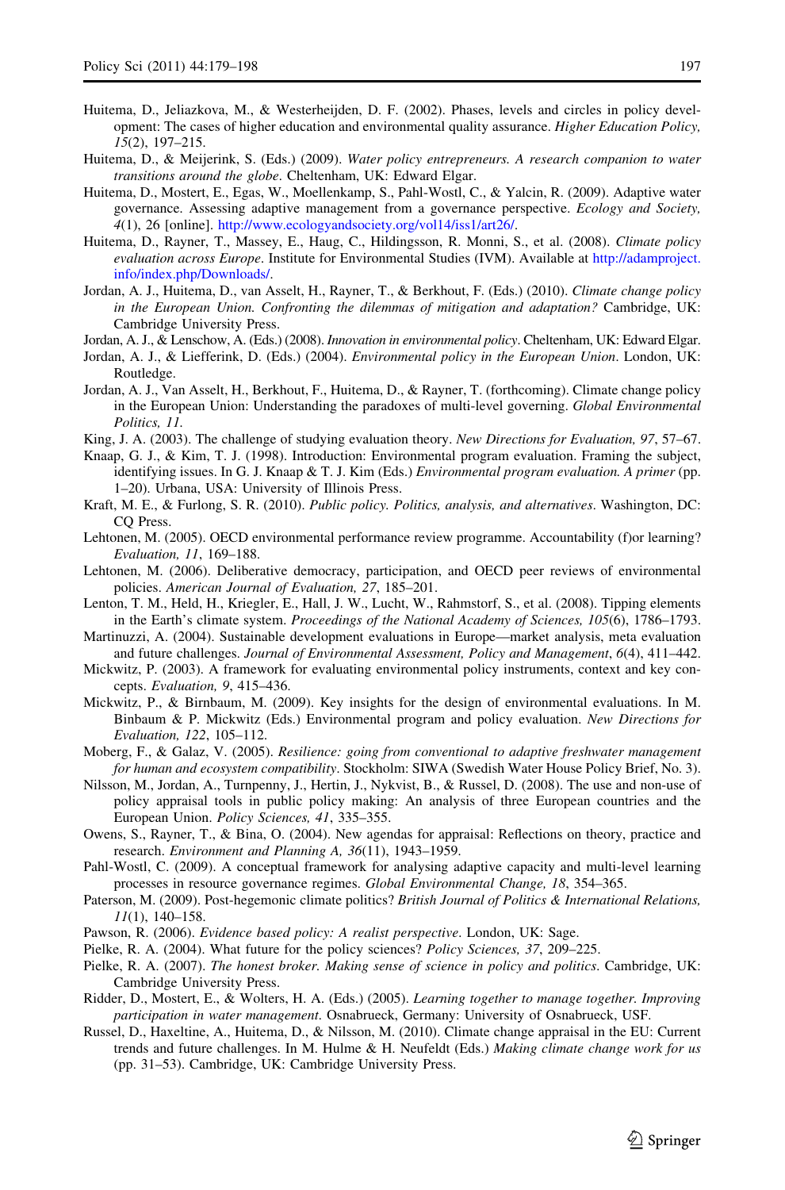Huitema, D., Jeliazkova, M., & Westerheijden, D. F. (2002). Phases, levels and circles in policy development: The cases of higher education and environmental quality assurance. *Higher Education Policy, 15*(2), 197–215.

Huitema, D., & Meijerink, S. (Eds.) (2009). *Water policy entrepreneurs. A research companion to water transitions around the globe*. Cheltenham, UK: Edward Elgar.

Huitema, D., Mostert, E., Egas, W., Moellenkamp, S., Pahl-Wostl, C., & Yalcin, R. (2009). Adaptive water governance. Assessing adaptive management from a governance perspective. *Ecology and Society, 4*(1), 26 [online]. http://www.ecologyandsociety.org/vol14/iss1/art26/.

Huitema, D., Rayner, T., Massey, E., Haug, C., Hildingsson, R. Monni, S., et al. (2008). *Climate policy evaluation across Europe*. Institute for Environmental Studies (IVM). Available at http://adamproject.info/index.php/Downloads/.

Jordan, A. J., Huitema, D., van Asselt, H., Rayner, T., & Berkhout, F. (Eds.) (2010). *Climate change policy in the European Union. Confronting the dilemmas of mitigation and adaptation?* Cambridge, UK: Cambridge University Press.

Jordan, A. J., & Lenschow, A. (Eds.) (2008). *Innovation in environmental policy*. Cheltenham, UK: Edward Elgar.

Jordan, A. J., & Liefferink, D. (Eds.) (2004). *Environmental policy in the European Union*. London, UK: Routledge.

Jordan, A. J., Van Asselt, H., Berkhout, F., Huitema, D., & Rayner, T. (forthcoming). Climate change policy in the European Union: Understanding the paradoxes of multi-level governing. *Global Environmental Politics, 11*.

King, J. A. (2003). The challenge of studying evaluation theory. *New Directions for Evaluation, 97*, 57–67.

Knaap, G. J., & Kim, T. J. (1998). Introduction: Environmental program evaluation. Framing the subject, identifying issues. In G. J. Knaap & T. J. Kim (Eds.) *Environmental program evaluation. A primer* (pp. 1–20). Urbana, USA: University of Illinois Press.

Kraft, M. E., & Furlong, S. R. (2010). *Public policy. Politics, analysis, and alternatives*. Washington, DC: CQ Press.

Lehtonen, M. (2005). OECD environmental performance review programme. Accountability (f)or learning? *Evaluation, 11*, 169–188.

Lehtonen, M. (2006). Deliberative democracy, participation, and OECD peer reviews of environmental policies. *American Journal of Evaluation, 27*, 185–201.

Lenton, T. M., Held, H., Kriegler, E., Hall, J. W., Lucht, W., Rahmstorf, S., et al. (2008). Tipping elements in the Earth's climate system. *Proceedings of the National Academy of Sciences, 105*(6), 1786–1793.

Martinuzzi, A. (2004). Sustainable development evaluations in Europe—market analysis, meta evaluation and future challenges. *Journal of Environmental Assessment, Policy and Management*, 6(4), 411–442.

Mickwitz, P. (2003). A framework for evaluating environmental policy instruments, context and key concepts. *Evaluation, 9*, 415–436.

Mickwitz, P., & Birnbaum, M. (2009). Key insights for the design of environmental evaluations. In M. Binbaum & P. Mickwitz (Eds.) Environmental program and policy evaluation. *New Directions for Evaluation, 122*, 105–112.

Moberg, F., & Galaz, V. (2005). *Resilience: going from conventional to adaptive freshwater management for human and ecosystem compatibility*. Stockholm: SIWA (Swedish Water House Policy Brief, No. 3).

Nilsson, M., Jordan, A., Turnpenny, J., Hertin, J., Nykvist, B., & Russel, D. (2008). The use and non-use of policy appraisal tools in public policy making: An analysis of three European countries and the European Union. *Policy Sciences, 41*, 335–355.

Owens, S., Rayner, T., & Bina, O. (2004). New agendas for appraisal: Reflections on theory, practice and research. *Environment and Planning A, 36*(11), 1943–1959.

Pahl-Wostl, C. (2009). A conceptual framework for analysing adaptive capacity and multi-level learning processes in resource governance regimes. *Global Environmental Change, 18*, 354–365.

Paterson, M. (2009). Post-hegemonic climate politics? *British Journal of Politics & International Relations, 11*(1), 140–158.

Pawson, R. (2006). *Evidence based policy: A realist perspective*. London, UK: Sage.

Pielke, R. A. (2004). What future for the policy sciences? *Policy Sciences, 37*, 209–225.

Pielke, R. A. (2007). *The honest broker. Making sense of science in policy and politics*. Cambridge, UK: Cambridge University Press.

Ridder, D., Mostert, E., & Wolters, H. A. (Eds.) (2005). *Learning together to manage together. Improving participation in water management*. Osnabrueck, Germany: University of Osnabrueck, USF.

Russel, D., Haxeltine, A., Huitema, D., & Nilsson, M. (2010). Climate change appraisal in the EU: Current trends and future challenges. In M. Hulme & H. Neufeldt (Eds.) *Making climate change work for us* (pp. 31–53). Cambridge, UK: Cambridge University Press.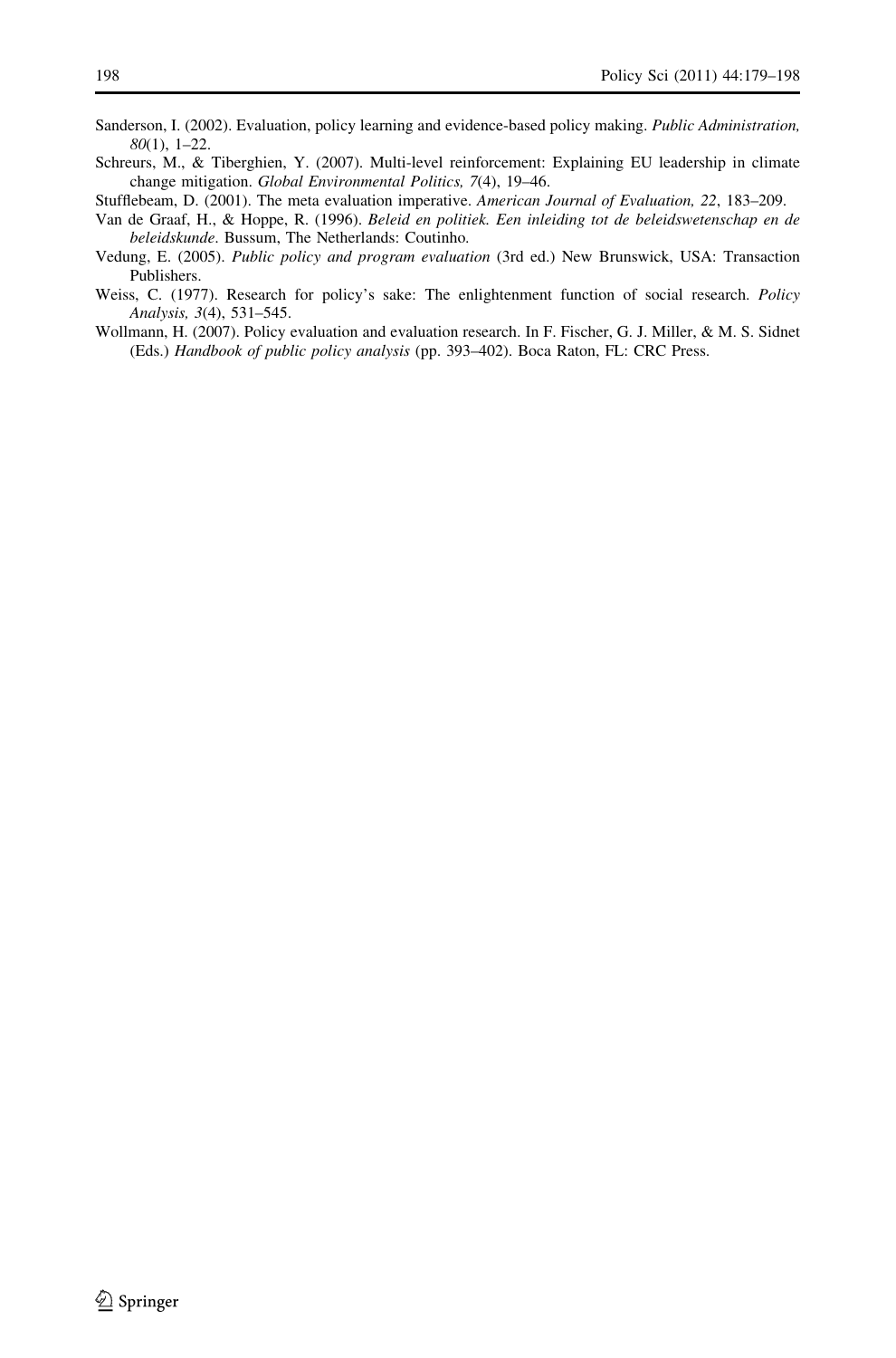Sanderson, I. (2002). Evaluation, policy learning and evidence-based policy making. *Public Administration, 80*(1), 1–22.

Schreurs, M., & Tiberghien, Y. (2007). Multi-level reinforcement: Explaining EU leadership in climate change mitigation. *Global Environmental Politics, 7*(4), 19–46.

Stufflebeam, D. (2001). The meta evaluation imperative. *American Journal of Evaluation, 22*, 183–209.

Van de Graaf, H., & Hoppe, R. (1996). *Beleid en politiek. Een inleiding tot de beleidswetenschap en de beleidskunde*. Bussum, The Netherlands: Coutinho.

Vedung, E. (2005). *Public policy and program evaluation* (3rd ed.) New Brunswick, USA: Transaction Publishers.

Weiss, C. (1977). Research for policy's sake: The enlightenment function of social research. *Policy Analysis, 3*(4), 531–545.

Wollmann, H. (2007). Policy evaluation and evaluation research. In F. Fischer, G. J. Miller, & M. S. Sidnet (Eds.) *Handbook of public policy analysis* (pp. 393–402). Boca Raton, FL: CRC Press.